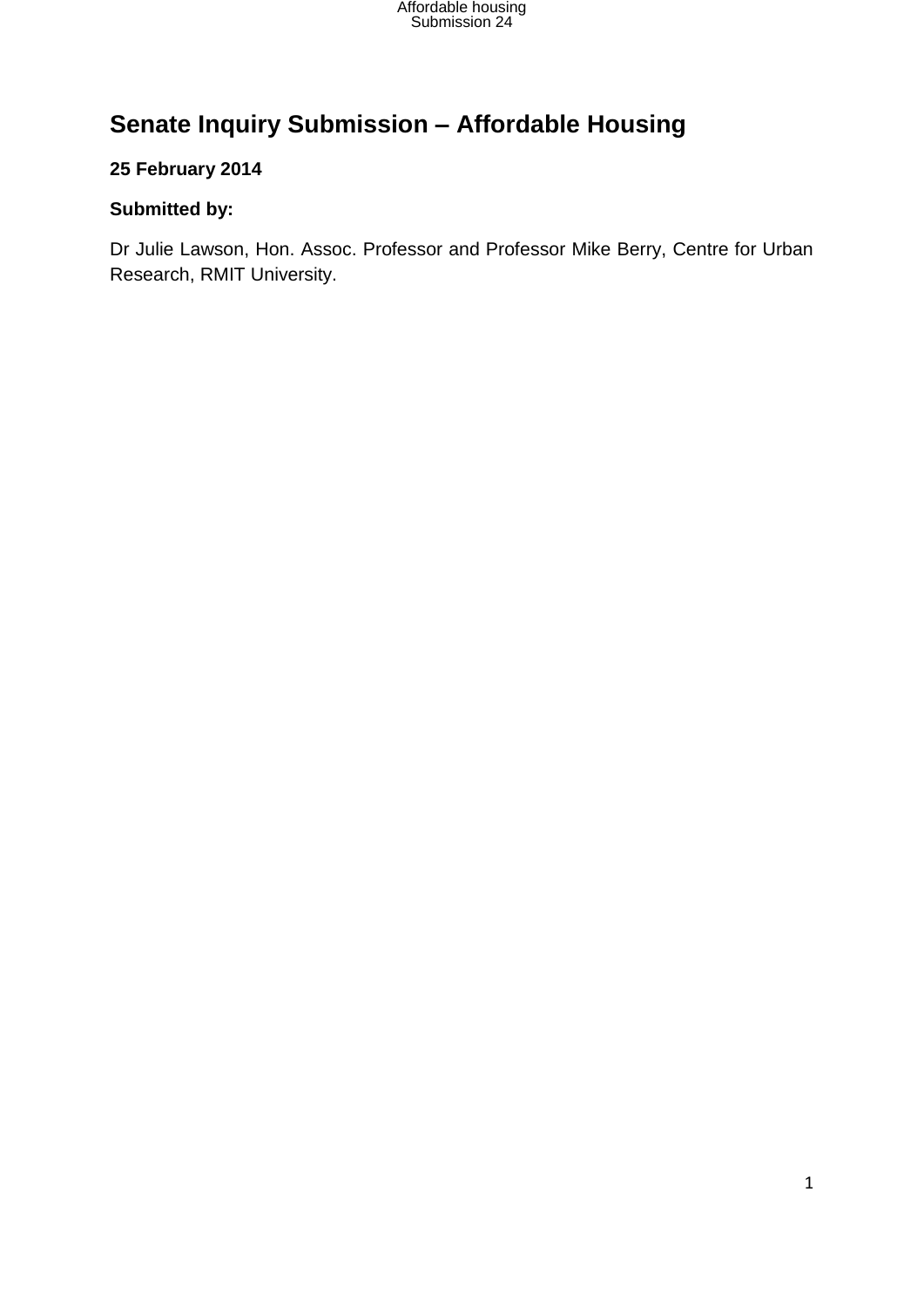# Senate Inquiry Submission – Affordable Housing

**25 February 2014**

**Submitted by:**

Dr Julie Lawson, Hon. Assoc. Professor and Professor Mike Berry, Centre for Urban Research, RMIT University.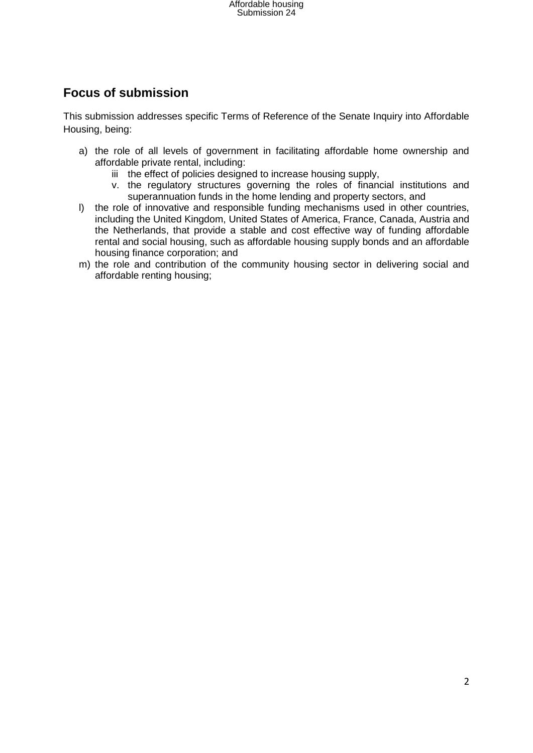## Focus of submission

This submission addresses specific Terms of Reference of the Senate Inquiry into Affordable Housing, being:

a) the role of all levels of government in facilitating affordable home ownership and affordable private rental, including:
   - iii the effect of policies designed to increase housing supply,
   - v. the regulatory structures governing the roles of financial institutions and superannuation funds in the home lending and property sectors, and

l) the role of innovative and responsible funding mechanisms used in other countries, including the United Kingdom, United States of America, France, Canada, Austria and the Netherlands, that provide a stable and cost effective way of funding affordable rental and social housing, such as affordable housing supply bonds and an affordable housing finance corporation; and

m) the role and contribution of the community housing sector in delivering social and affordable renting housing;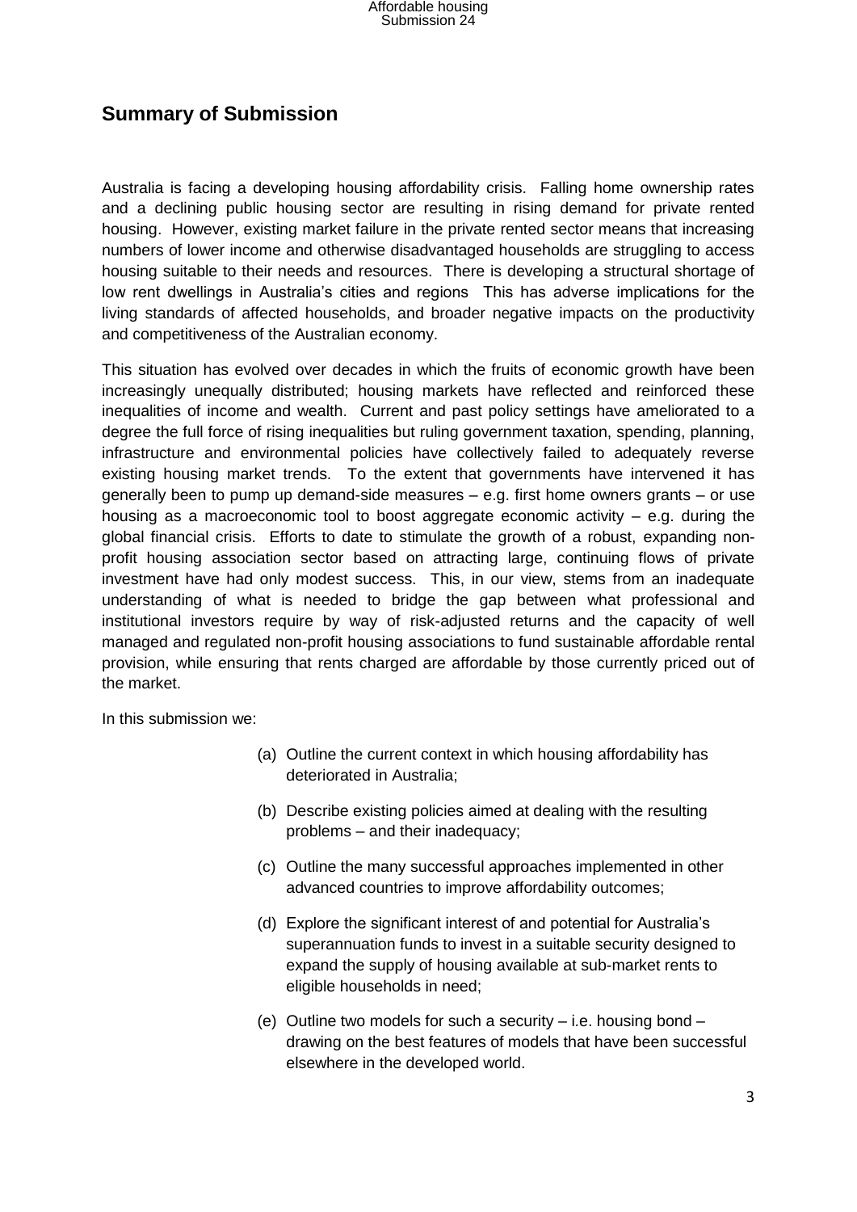## Summary of Submission

Australia is facing a developing housing affordability crisis. Falling home ownership rates and a declining public housing sector are resulting in rising demand for private rented housing. However, existing market failure in the private rented sector means that increasing numbers of lower income and otherwise disadvantaged households are struggling to access housing suitable to their needs and resources. There is developing a structural shortage of low rent dwellings in Australia's cities and regions This has adverse implications for the living standards of affected households, and broader negative impacts on the productivity and competitiveness of the Australian economy.

This situation has evolved over decades in which the fruits of economic growth have been increasingly unequally distributed; housing markets have reflected and reinforced these inequalities of income and wealth. Current and past policy settings have ameliorated to a degree the full force of rising inequalities but ruling government taxation, spending, planning, infrastructure and environmental policies have collectively failed to adequately reverse existing housing market trends. To the extent that governments have intervened it has generally been to pump up demand-side measures – e.g. first home owners grants – or use housing as a macroeconomic tool to boost aggregate economic activity – e.g. during the global financial crisis. Efforts to date to stimulate the growth of a robust, expanding non-profit housing association sector based on attracting large, continuing flows of private investment have had only modest success. This, in our view, stems from an inadequate understanding of what is needed to bridge the gap between what professional and institutional investors require by way of risk-adjusted returns and the capacity of well managed and regulated non-profit housing associations to fund sustainable affordable rental provision, while ensuring that rents charged are affordable by those currently priced out of the market.

In this submission we:

(a) Outline the current context in which housing affordability has deteriorated in Australia;

(b) Describe existing policies aimed at dealing with the resulting problems – and their inadequacy;

(c) Outline the many successful approaches implemented in other advanced countries to improve affordability outcomes;

(d) Explore the significant interest of and potential for Australia's superannuation funds to invest in a suitable security designed to expand the supply of housing available at sub-market rents to eligible households in need;

(e) Outline two models for such a security – i.e. housing bond – drawing on the best features of models that have been successful elsewhere in the developed world.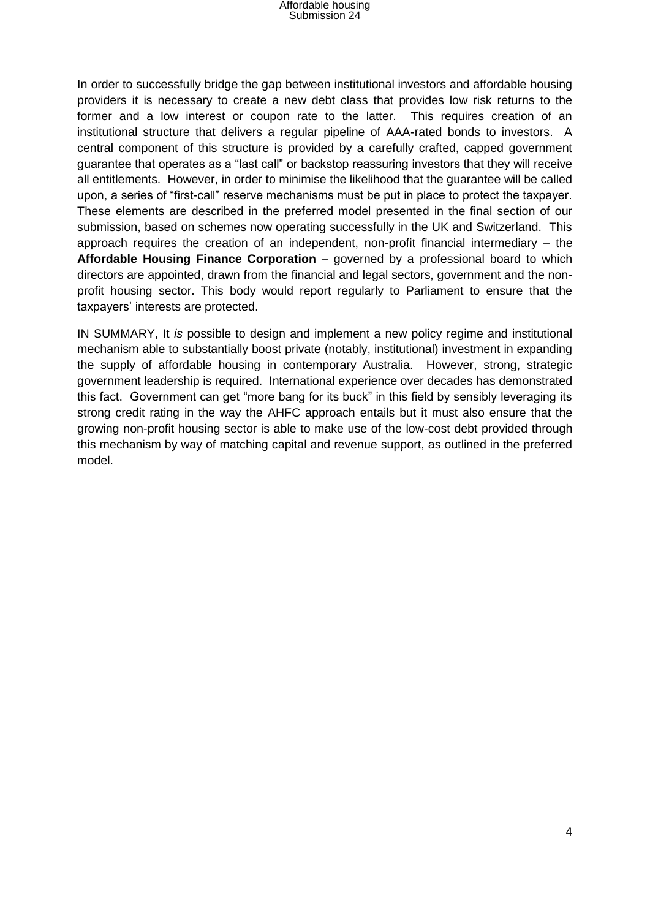In order to successfully bridge the gap between institutional investors and affordable housing providers it is necessary to create a new debt class that provides low risk returns to the former and a low interest or coupon rate to the latter. This requires creation of an institutional structure that delivers a regular pipeline of AAA-rated bonds to investors. A central component of this structure is provided by a carefully crafted, capped government guarantee that operates as a "last call" or backstop reassuring investors that they will receive all entitlements. However, in order to minimise the likelihood that the guarantee will be called upon, a series of "first-call" reserve mechanisms must be put in place to protect the taxpayer. These elements are described in the preferred model presented in the final section of our submission, based on schemes now operating successfully in the UK and Switzerland. This approach requires the creation of an independent, non-profit financial intermediary – the **Affordable Housing Finance Corporation** – governed by a professional board to which directors are appointed, drawn from the financial and legal sectors, government and the non-profit housing sector. This body would report regularly to Parliament to ensure that the taxpayers' interests are protected.

IN SUMMARY, It *is* possible to design and implement a new policy regime and institutional mechanism able to substantially boost private (notably, institutional) investment in expanding the supply of affordable housing in contemporary Australia. However, strong, strategic government leadership is required. International experience over decades has demonstrated this fact. Government can get "more bang for its buck" in this field by sensibly leveraging its strong credit rating in the way the AHFC approach entails but it must also ensure that the growing non-profit housing sector is able to make use of the low-cost debt provided through this mechanism by way of matching capital and revenue support, as outlined in the preferred model.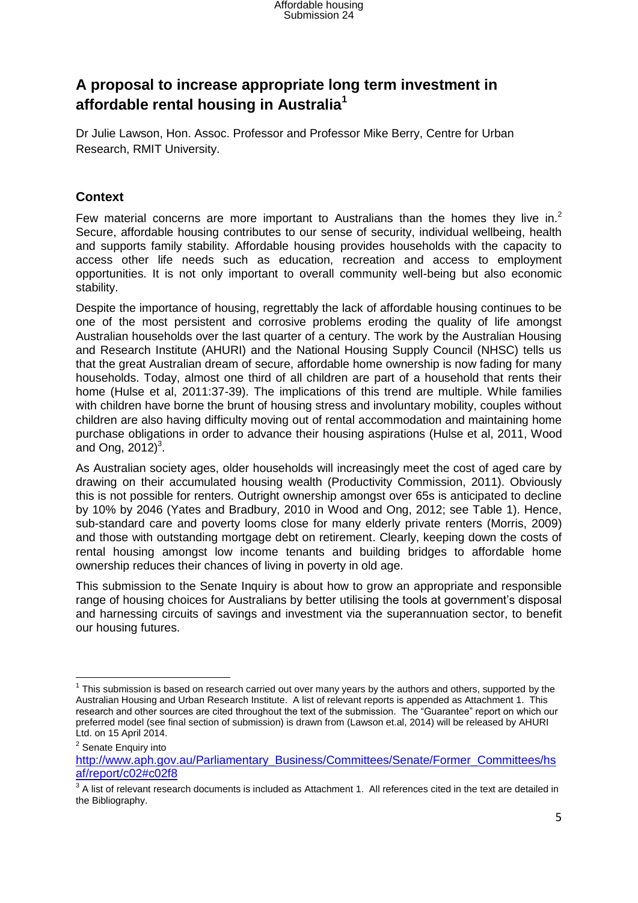## A proposal to increase appropriate long term investment in affordable rental housing in Australia[1]

Dr Julie Lawson, Hon. Assoc. Professor and Professor Mike Berry, Centre for Urban Research, RMIT University.

### Context

Few material concerns are more important to Australians than the homes they live in.[2] Secure, affordable housing contributes to our sense of security, individual wellbeing, health and supports family stability. Affordable housing provides households with the capacity to access other life needs such as education, recreation and access to employment opportunities. It is not only important to overall community well-being but also economic stability.

Despite the importance of housing, regrettably the lack of affordable housing continues to be one of the most persistent and corrosive problems eroding the quality of life amongst Australian households over the last quarter of a century. The work by the Australian Housing and Research Institute (AHURI) and the National Housing Supply Council (NHSC) tells us that the great Australian dream of secure, affordable home ownership is now fading for many households. Today, almost one third of all children are part of a household that rents their home (Hulse et al, 2011:37-39). The implications of this trend are multiple. While families with children have borne the brunt of housing stress and involuntary mobility, couples without children are also having difficulty moving out of rental accommodation and maintaining home purchase obligations in order to advance their housing aspirations (Hulse et al, 2011, Wood and Ong, 2012)[3].

As Australian society ages, older households will increasingly meet the cost of aged care by drawing on their accumulated housing wealth (Productivity Commission, 2011). Obviously this is not possible for renters. Outright ownership amongst over 65s is anticipated to decline by 10% by 2046 (Yates and Bradbury, 2010 in Wood and Ong, 2012; see Table 1). Hence, sub-standard care and poverty looms close for many elderly private renters (Morris, 2009) and those with outstanding mortgage debt on retirement. Clearly, keeping down the costs of rental housing amongst low income tenants and building bridges to affordable home ownership reduces their chances of living in poverty in old age.

This submission to the Senate Inquiry is about how to grow an appropriate and responsible range of housing choices for Australians by better utilising the tools at government's disposal and harnessing circuits of savings and investment via the superannuation sector, to benefit our housing futures.

---

[1] This submission is based on research carried out over many years by the authors and others, supported by the Australian Housing and Urban Research Institute. A list of relevant reports is appended as Attachment 1. This research and other sources are cited throughout the text of the submission. The "Guarantee" report on which our preferred model (see final section of submission) is drawn from (Lawson et.al, 2014) will be released by AHURI Ltd. on 15 April 2014.

[2] Senate Enquiry into http://www.aph.gov.au/Parliamentary_Business/Committees/Senate/Former_Committees/hsaf/report/c02#c02f8

[3] A list of relevant research documents is included as Attachment 1. All references cited in the text are detailed in the Bibliography.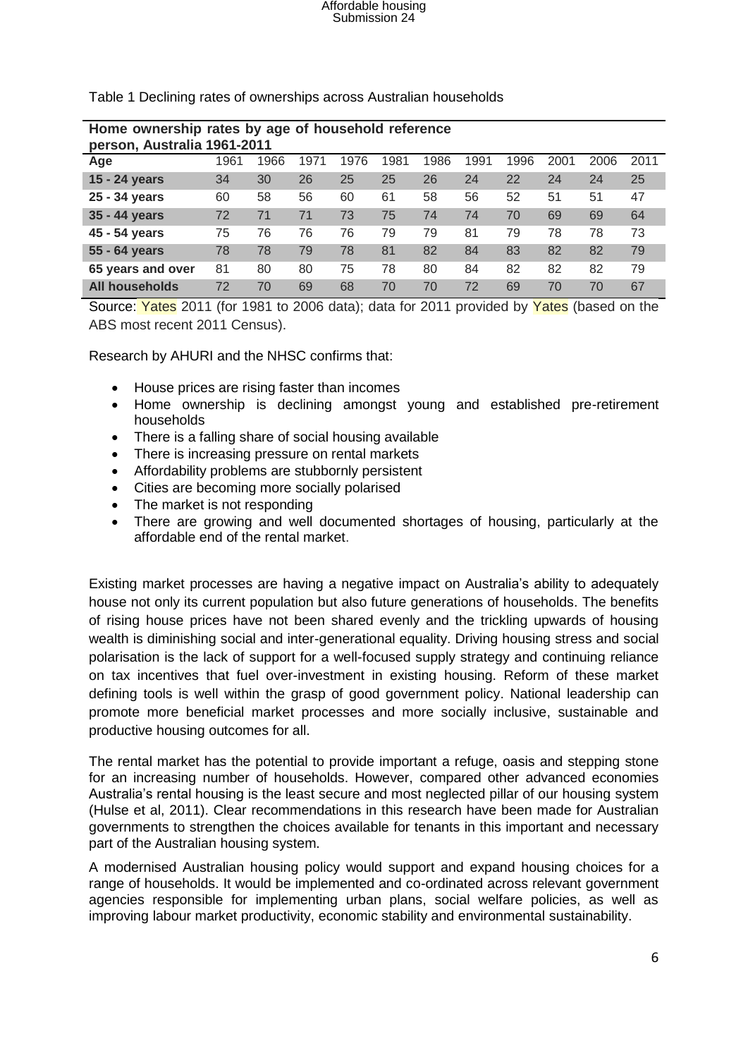Table 1 Declining rates of ownerships across Australian households

| Home ownership rates by age of household reference person, Australia 1961-2011 | | | | | | | | | | | |
|---|---|---|---|---|---|---|---|---|---|---|---|
| **Age** | 1961 | 1966 | 1971 | 1976 | 1981 | 1986 | 1991 | 1996 | 2001 | 2006 | 2011 |
| **15 - 24 years** | 34 | 30 | 26 | 25 | 25 | 26 | 24 | 22 | 24 | 24 | 25 |
| **25 - 34 years** | 60 | 58 | 56 | 60 | 61 | 58 | 56 | 52 | 51 | 51 | 47 |
| **35 - 44 years** | 72 | 71 | 71 | 73 | 75 | 74 | 74 | 70 | 69 | 69 | 64 |
| **45 - 54 years** | 75 | 76 | 76 | 76 | 79 | 79 | 81 | 79 | 78 | 78 | 73 |
| **55 - 64 years** | 78 | 78 | 79 | 78 | 81 | 82 | 84 | 83 | 82 | 82 | 79 |
| **65 years and over** | 81 | 80 | 80 | 75 | 78 | 80 | 84 | 82 | 82 | 82 | 79 |
| **All households** | 72 | 70 | 69 | 68 | 70 | 70 | 72 | 69 | 70 | 70 | 67 |

Source: Yates 2011 (for 1981 to 2006 data); data for 2011 provided by Yates (based on the ABS most recent 2011 Census).

Research by AHURI and the NHSC confirms that:

- House prices are rising faster than incomes
- Home ownership is declining amongst young and established pre-retirement households
- There is a falling share of social housing available
- There is increasing pressure on rental markets
- Affordability problems are stubbornly persistent
- Cities are becoming more socially polarised
- The market is not responding
- There are growing and well documented shortages of housing, particularly at the affordable end of the rental market.

Existing market processes are having a negative impact on Australia's ability to adequately house not only its current population but also future generations of households. The benefits of rising house prices have not been shared evenly and the trickling upwards of housing wealth is diminishing social and inter-generational equality. Driving housing stress and social polarisation is the lack of support for a well-focused supply strategy and continuing reliance on tax incentives that fuel over-investment in existing housing. Reform of these market defining tools is well within the grasp of good government policy. National leadership can promote more beneficial market processes and more socially inclusive, sustainable and productive housing outcomes for all.

The rental market has the potential to provide important a refuge, oasis and stepping stone for an increasing number of households. However, compared other advanced economies Australia's rental housing is the least secure and most neglected pillar of our housing system (Hulse et al, 2011). Clear recommendations in this research have been made for Australian governments to strengthen the choices available for tenants in this important and necessary part of the Australian housing system.

A modernised Australian housing policy would support and expand housing choices for a range of households. It would be implemented and co-ordinated across relevant government agencies responsible for implementing urban plans, social welfare policies, as well as improving labour market productivity, economic stability and environmental sustainability.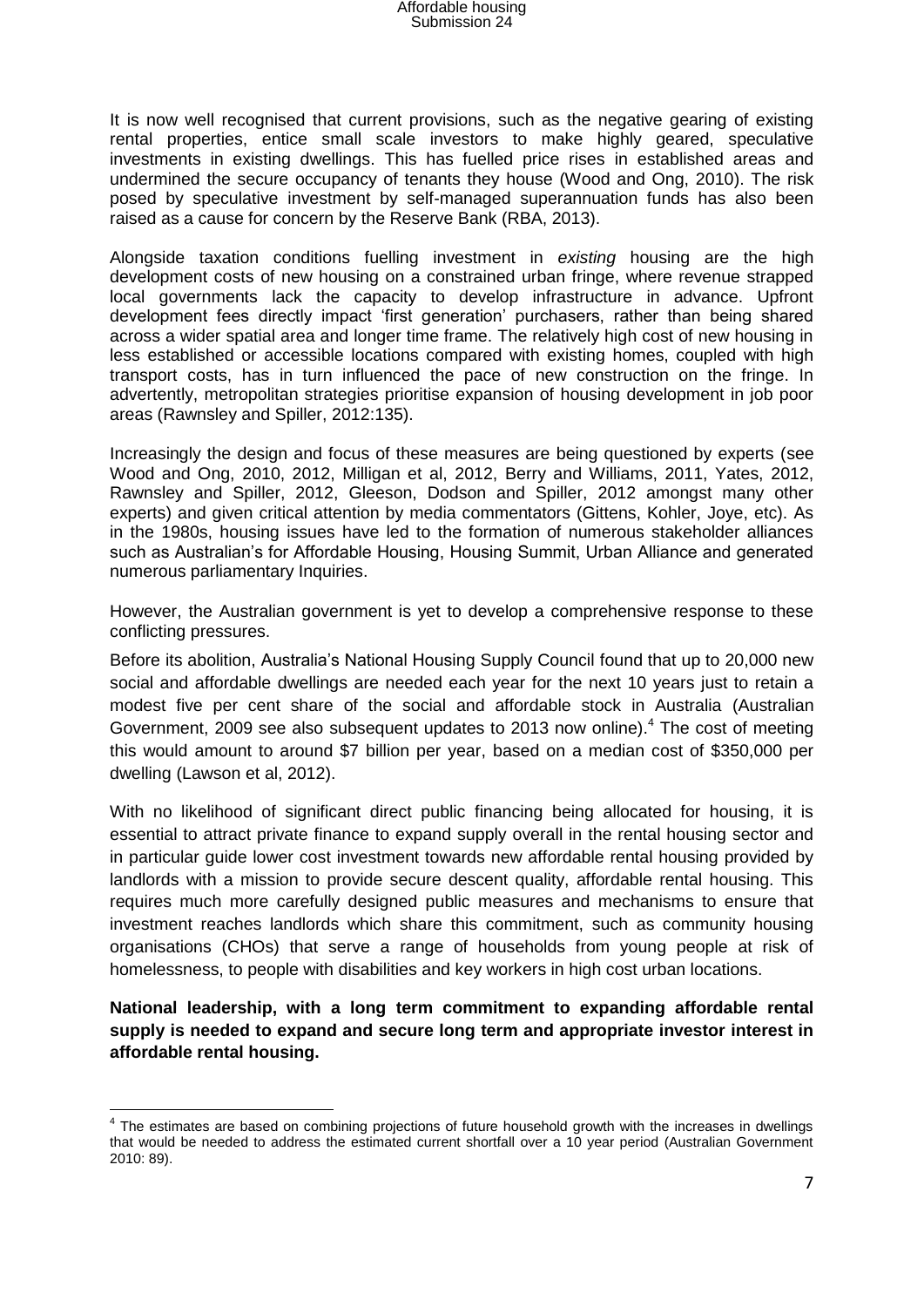It is now well recognised that current provisions, such as the negative gearing of existing rental properties, entice small scale investors to make highly geared, speculative investments in existing dwellings. This has fuelled price rises in established areas and undermined the secure occupancy of tenants they house (Wood and Ong, 2010). The risk posed by speculative investment by self-managed superannuation funds has also been raised as a cause for concern by the Reserve Bank (RBA, 2013).

Alongside taxation conditions fuelling investment in *existing* housing are the high development costs of new housing on a constrained urban fringe, where revenue strapped local governments lack the capacity to develop infrastructure in advance. Upfront development fees directly impact 'first generation' purchasers, rather than being shared across a wider spatial area and longer time frame. The relatively high cost of new housing in less established or accessible locations compared with existing homes, coupled with high transport costs, has in turn influenced the pace of new construction on the fringe. In advertently, metropolitan strategies prioritise expansion of housing development in job poor areas (Rawnsley and Spiller, 2012:135).

Increasingly the design and focus of these measures are being questioned by experts (see Wood and Ong, 2010, 2012, Milligan et al, 2012, Berry and Williams, 2011, Yates, 2012, Rawnsley and Spiller, 2012, Gleeson, Dodson and Spiller, 2012 amongst many other experts) and given critical attention by media commentators (Gittens, Kohler, Joye, etc). As in the 1980s, housing issues have led to the formation of numerous stakeholder alliances such as Australian's for Affordable Housing, Housing Summit, Urban Alliance and generated numerous parliamentary Inquiries.

However, the Australian government is yet to develop a comprehensive response to these conflicting pressures.

Before its abolition, Australia's National Housing Supply Council found that up to 20,000 new social and affordable dwellings are needed each year for the next 10 years just to retain a modest five per cent share of the social and affordable stock in Australia (Australian Government, 2009 see also subsequent updates to 2013 now online).[4] The cost of meeting this would amount to around $7 billion per year, based on a median cost of $350,000 per dwelling (Lawson et al, 2012).

With no likelihood of significant direct public financing being allocated for housing, it is essential to attract private finance to expand supply overall in the rental housing sector and in particular guide lower cost investment towards new affordable rental housing provided by landlords with a mission to provide secure descent quality, affordable rental housing. This requires much more carefully designed public measures and mechanisms to ensure that investment reaches landlords which share this commitment, such as community housing organisations (CHOs) that serve a range of households from young people at risk of homelessness, to people with disabilities and key workers in high cost urban locations.

**National leadership, with a long term commitment to expanding affordable rental supply is needed to expand and secure long term and appropriate investor interest in affordable rental housing.**

---

[4] The estimates are based on combining projections of future household growth with the increases in dwellings that would be needed to address the estimated current shortfall over a 10 year period (Australian Government 2010: 89).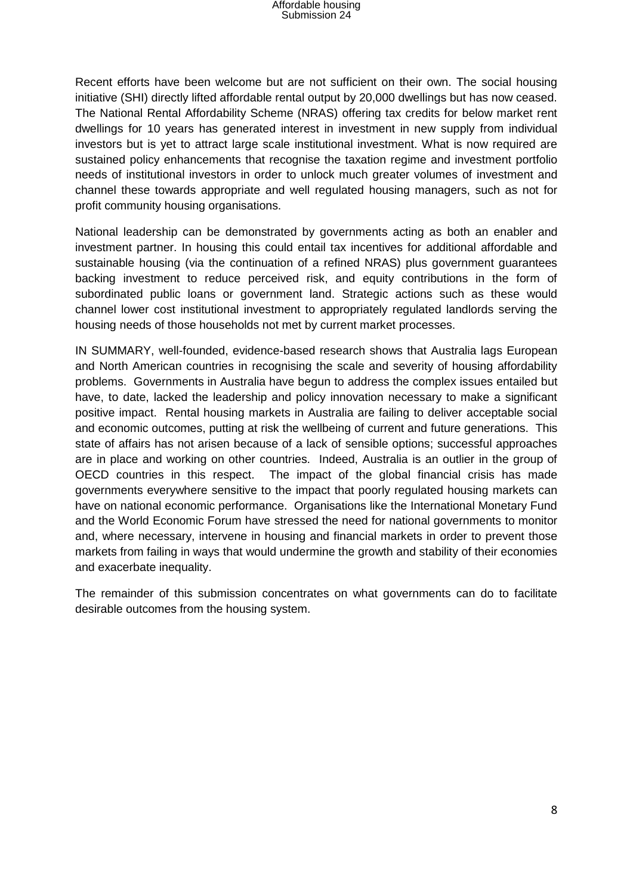Recent efforts have been welcome but are not sufficient on their own. The social housing initiative (SHI) directly lifted affordable rental output by 20,000 dwellings but has now ceased. The National Rental Affordability Scheme (NRAS) offering tax credits for below market rent dwellings for 10 years has generated interest in investment in new supply from individual investors but is yet to attract large scale institutional investment. What is now required are sustained policy enhancements that recognise the taxation regime and investment portfolio needs of institutional investors in order to unlock much greater volumes of investment and channel these towards appropriate and well regulated housing managers, such as not for profit community housing organisations.

National leadership can be demonstrated by governments acting as both an enabler and investment partner. In housing this could entail tax incentives for additional affordable and sustainable housing (via the continuation of a refined NRAS) plus government guarantees backing investment to reduce perceived risk, and equity contributions in the form of subordinated public loans or government land. Strategic actions such as these would channel lower cost institutional investment to appropriately regulated landlords serving the housing needs of those households not met by current market processes.

IN SUMMARY, well-founded, evidence-based research shows that Australia lags European and North American countries in recognising the scale and severity of housing affordability problems. Governments in Australia have begun to address the complex issues entailed but have, to date, lacked the leadership and policy innovation necessary to make a significant positive impact. Rental housing markets in Australia are failing to deliver acceptable social and economic outcomes, putting at risk the wellbeing of current and future generations. This state of affairs has not arisen because of a lack of sensible options; successful approaches are in place and working on other countries. Indeed, Australia is an outlier in the group of OECD countries in this respect. The impact of the global financial crisis has made governments everywhere sensitive to the impact that poorly regulated housing markets can have on national economic performance. Organisations like the International Monetary Fund and the World Economic Forum have stressed the need for national governments to monitor and, where necessary, intervene in housing and financial markets in order to prevent those markets from failing in ways that would undermine the growth and stability of their economies and exacerbate inequality.

The remainder of this submission concentrates on what governments can do to facilitate desirable outcomes from the housing system.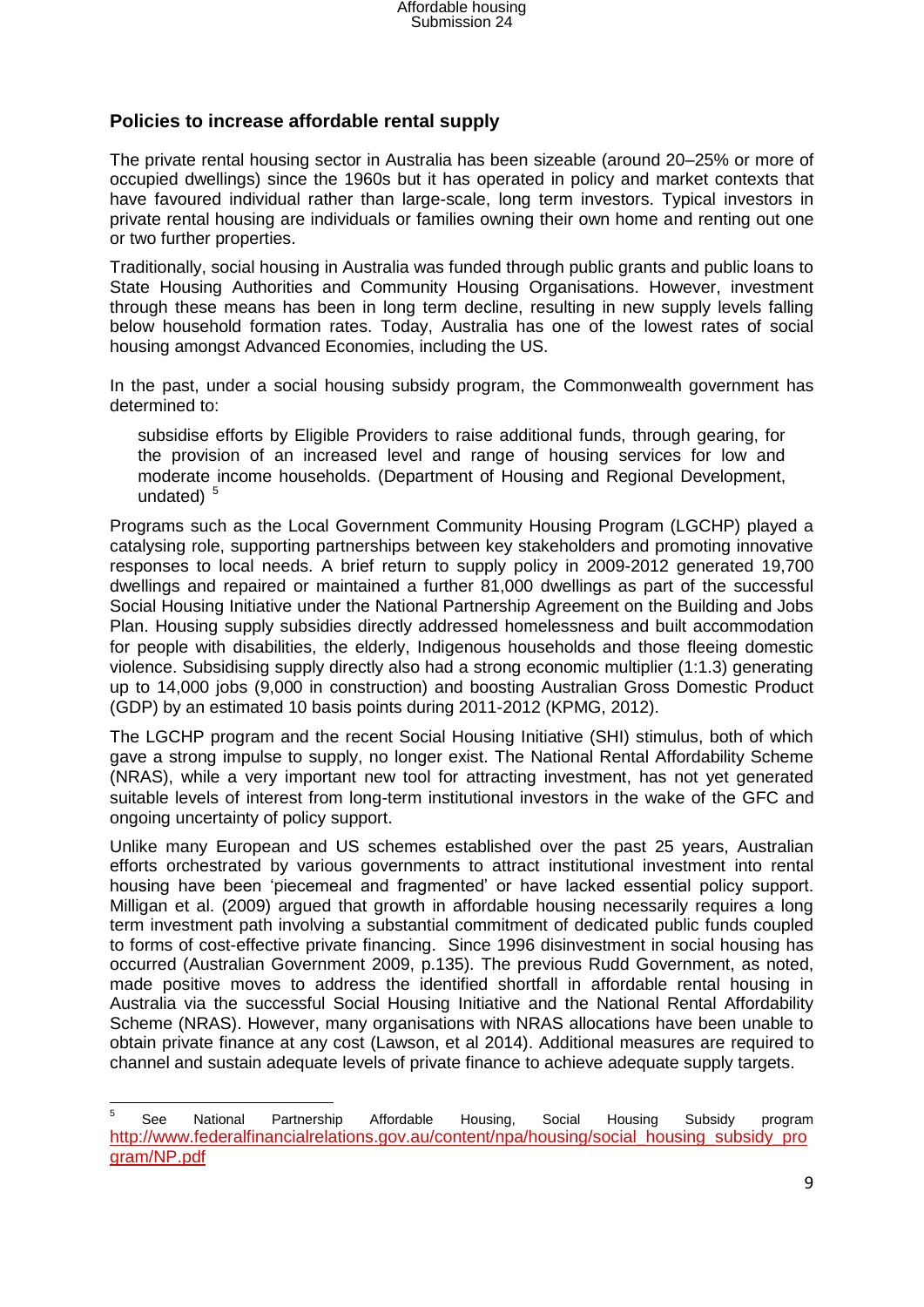## Policies to increase affordable rental supply

The private rental housing sector in Australia has been sizeable (around 20–25% or more of occupied dwellings) since the 1960s but it has operated in policy and market contexts that have favoured individual rather than large-scale, long term investors. Typical investors in private rental housing are individuals or families owning their own home and renting out one or two further properties.

Traditionally, social housing in Australia was funded through public grants and public loans to State Housing Authorities and Community Housing Organisations. However, investment through these means has been in long term decline, resulting in new supply levels falling below household formation rates. Today, Australia has one of the lowest rates of social housing amongst Advanced Economies, including the US.

In the past, under a social housing subsidy program, the Commonwealth government has determined to:

> subsidise efforts by Eligible Providers to raise additional funds, through gearing, for the provision of an increased level and range of housing services for low and moderate income households. (Department of Housing and Regional Development, undated) [5]

Programs such as the Local Government Community Housing Program (LGCHP) played a catalysing role, supporting partnerships between key stakeholders and promoting innovative responses to local needs. A brief return to supply policy in 2009-2012 generated 19,700 dwellings and repaired or maintained a further 81,000 dwellings as part of the successful Social Housing Initiative under the National Partnership Agreement on the Building and Jobs Plan. Housing supply subsidies directly addressed homelessness and built accommodation for people with disabilities, the elderly, Indigenous households and those fleeing domestic violence. Subsidising supply directly also had a strong economic multiplier (1:1.3) generating up to 14,000 jobs (9,000 in construction) and boosting Australian Gross Domestic Product (GDP) by an estimated 10 basis points during 2011-2012 (KPMG, 2012).

The LGCHP program and the recent Social Housing Initiative (SHI) stimulus, both of which gave a strong impulse to supply, no longer exist. The National Rental Affordability Scheme (NRAS), while a very important new tool for attracting investment, has not yet generated suitable levels of interest from long-term institutional investors in the wake of the GFC and ongoing uncertainty of policy support.

Unlike many European and US schemes established over the past 25 years, Australian efforts orchestrated by various governments to attract institutional investment into rental housing have been 'piecemeal and fragmented' or have lacked essential policy support. Milligan et al. (2009) argued that growth in affordable housing necessarily requires a long term investment path involving a substantial commitment of dedicated public funds coupled to forms of cost-effective private financing. Since 1996 disinvestment in social housing has occurred (Australian Government 2009, p.135). The previous Rudd Government, as noted, made positive moves to address the identified shortfall in affordable rental housing in Australia via the successful Social Housing Initiative and the National Rental Affordability Scheme (NRAS). However, many organisations with NRAS allocations have been unable to obtain private finance at any cost (Lawson, et al 2014). Additional measures are required to channel and sustain adequate levels of private finance to achieve adequate supply targets.

---

[5] See National Partnership Affordable Housing, Social Housing Subsidy program http://www.federalfinancialrelations.gov.au/content/npa/housing/social_housing_subsidy_program/NP.pdf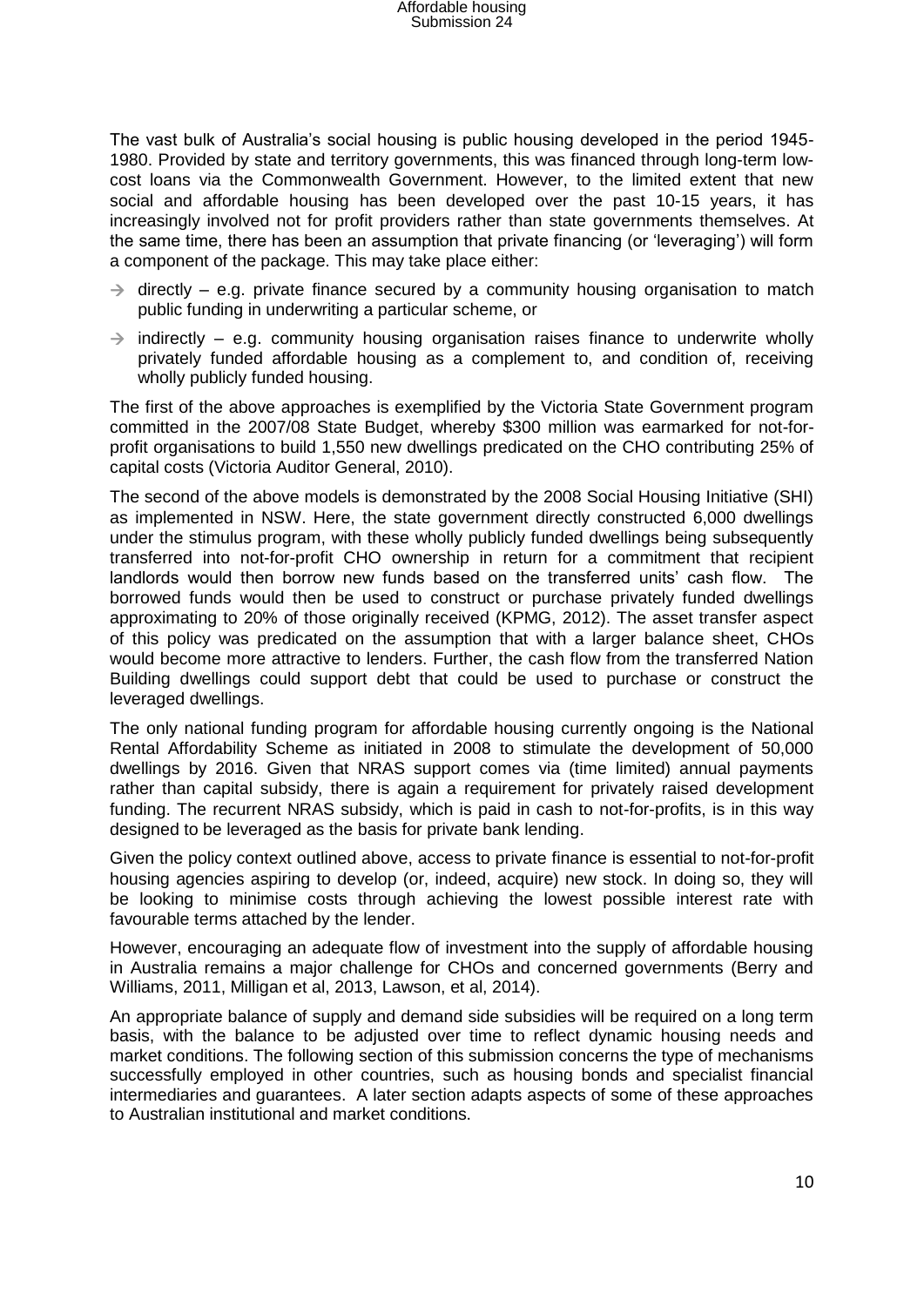The vast bulk of Australia's social housing is public housing developed in the period 1945-1980. Provided by state and territory governments, this was financed through long-term low-cost loans via the Commonwealth Government. However, to the limited extent that new social and affordable housing has been developed over the past 10-15 years, it has increasingly involved not for profit providers rather than state governments themselves. At the same time, there has been an assumption that private financing (or 'leveraging') will form a component of the package. This may take place either:

- directly – e.g. private finance secured by a community housing organisation to match public funding in underwriting a particular scheme, or
- indirectly – e.g. community housing organisation raises finance to underwrite wholly privately funded affordable housing as a complement to, and condition of, receiving wholly publicly funded housing.

The first of the above approaches is exemplified by the Victoria State Government program committed in the 2007/08 State Budget, whereby $300 million was earmarked for not-for-profit organisations to build 1,550 new dwellings predicated on the CHO contributing 25% of capital costs (Victoria Auditor General, 2010).

The second of the above models is demonstrated by the 2008 Social Housing Initiative (SHI) as implemented in NSW. Here, the state government directly constructed 6,000 dwellings under the stimulus program, with these wholly publicly funded dwellings being subsequently transferred into not-for-profit CHO ownership in return for a commitment that recipient landlords would then borrow new funds based on the transferred units' cash flow. The borrowed funds would then be used to construct or purchase privately funded dwellings approximating to 20% of those originally received (KPMG, 2012). The asset transfer aspect of this policy was predicated on the assumption that with a larger balance sheet, CHOs would become more attractive to lenders. Further, the cash flow from the transferred Nation Building dwellings could support debt that could be used to purchase or construct the leveraged dwellings.

The only national funding program for affordable housing currently ongoing is the National Rental Affordability Scheme as initiated in 2008 to stimulate the development of 50,000 dwellings by 2016. Given that NRAS support comes via (time limited) annual payments rather than capital subsidy, there is again a requirement for privately raised development funding. The recurrent NRAS subsidy, which is paid in cash to not-for-profits, is in this way designed to be leveraged as the basis for private bank lending.

Given the policy context outlined above, access to private finance is essential to not-for-profit housing agencies aspiring to develop (or, indeed, acquire) new stock. In doing so, they will be looking to minimise costs through achieving the lowest possible interest rate with favourable terms attached by the lender.

However, encouraging an adequate flow of investment into the supply of affordable housing in Australia remains a major challenge for CHOs and concerned governments (Berry and Williams, 2011, Milligan et al, 2013, Lawson, et al, 2014).

An appropriate balance of supply and demand side subsidies will be required on a long term basis, with the balance to be adjusted over time to reflect dynamic housing needs and market conditions. The following section of this submission concerns the type of mechanisms successfully employed in other countries, such as housing bonds and specialist financial intermediaries and guarantees. A later section adapts aspects of some of these approaches to Australian institutional and market conditions.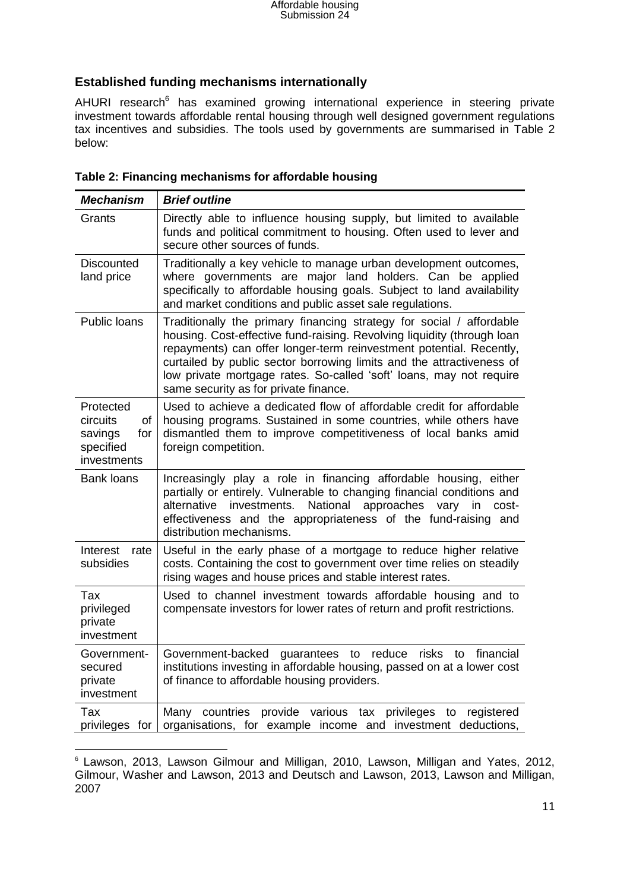## Established funding mechanisms internationally

AHURI research[6] has examined growing international experience in steering private investment towards affordable rental housing through well designed government regulations tax incentives and subsidies. The tools used by governments are summarised in Table 2 below:

**Table 2: Financing mechanisms for affordable housing**

| ***Mechanism*** | ***Brief outline*** |
|---|---|
| Grants | Directly able to influence housing supply, but limited to available funds and political commitment to housing. Often used to lever and secure other sources of funds. |
| Discounted land price | Traditionally a key vehicle to manage urban development outcomes, where governments are major land holders. Can be applied specifically to affordable housing goals. Subject to land availability and market conditions and public asset sale regulations. |
| Public loans | Traditionally the primary financing strategy for social / affordable housing. Cost-effective fund-raising. Revolving liquidity (through loan repayments) can offer longer-term reinvestment potential. Recently, curtailed by public sector borrowing limits and the attractiveness of low private mortgage rates. So-called 'soft' loans, may not require same security as for private finance. |
| Protected circuits of savings for specified investments | Used to achieve a dedicated flow of affordable credit for affordable housing programs. Sustained in some countries, while others have dismantled them to improve competitiveness of local banks amid foreign competition. |
| Bank loans | Increasingly play a role in financing affordable housing, either partially or entirely. Vulnerable to changing financial conditions and alternative investments. National approaches vary in cost-effectiveness and the appropriateness of the fund-raising and distribution mechanisms. |
| Interest rate subsidies | Useful in the early phase of a mortgage to reduce higher relative costs. Containing the cost to government over time relies on steadily rising wages and house prices and stable interest rates. |
| Tax privileged private investment | Used to channel investment towards affordable housing and to compensate investors for lower rates of return and profit restrictions. |
| Government-secured private investment | Government-backed guarantees to reduce risks to financial institutions investing in affordable housing, passed on at a lower cost of finance to affordable housing providers. |
| Tax privileges for | Many countries provide various tax privileges to registered organisations, for example income and investment deductions, |

[6] Lawson, 2013, Lawson Gilmour and Milligan, 2010, Lawson, Milligan and Yates, 2012, Gilmour, Washer and Lawson, 2013 and Deutsch and Lawson, 2013, Lawson and Milligan, 2007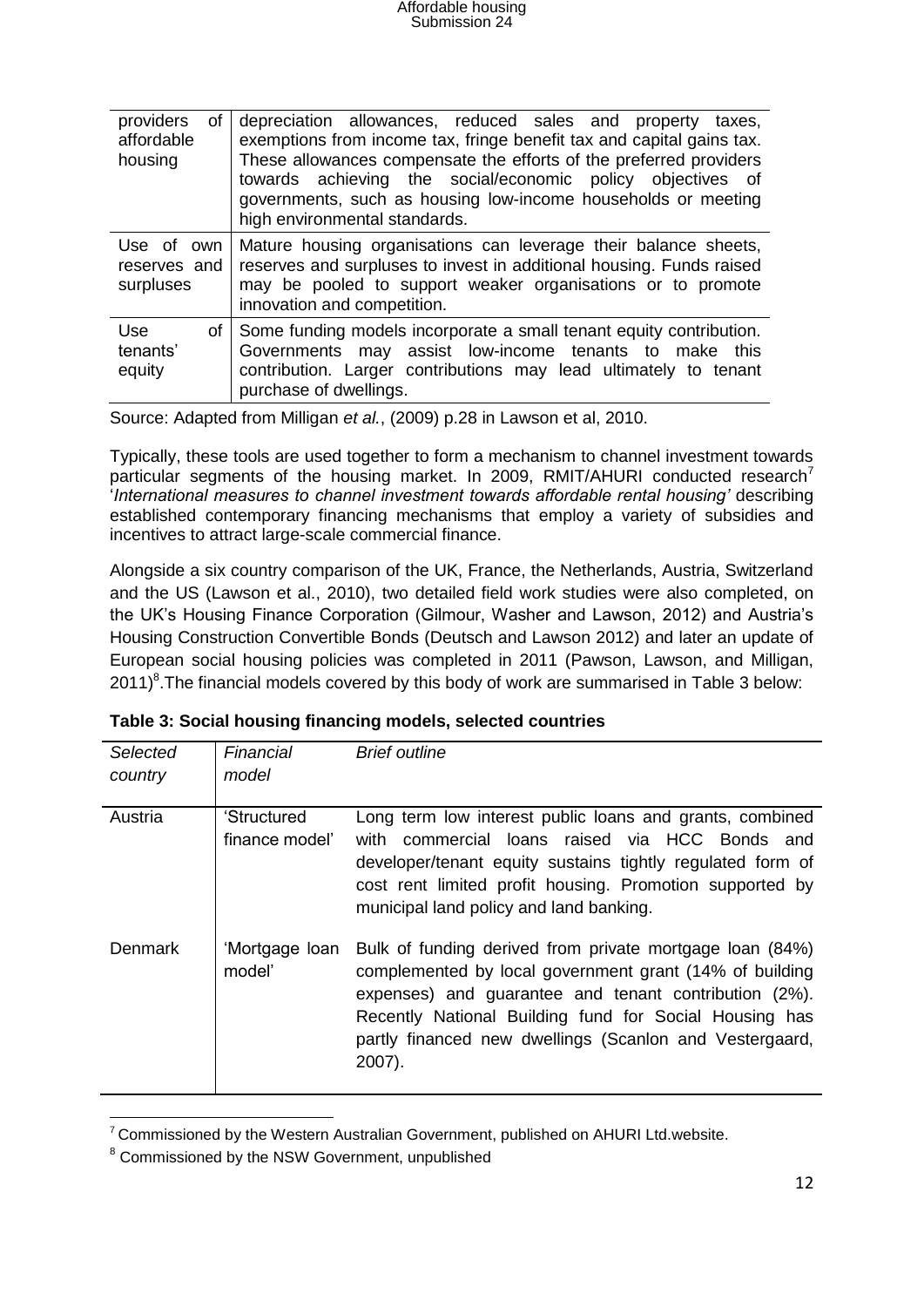| | |
|---|---|
| providers of affordable housing | depreciation allowances, reduced sales and property taxes, exemptions from income tax, fringe benefit tax and capital gains tax. These allowances compensate the efforts of the preferred providers towards achieving the social/economic policy objectives of governments, such as housing low-income households or meeting high environmental standards. |
| Use of own reserves and surpluses | Mature housing organisations can leverage their balance sheets, reserves and surpluses to invest in additional housing. Funds raised may be pooled to support weaker organisations or to promote innovation and competition. |
| Use of tenants' equity | Some funding models incorporate a small tenant equity contribution. Governments may assist low-income tenants to make this contribution. Larger contributions may lead ultimately to tenant purchase of dwellings. |

Source: Adapted from Milligan *et al.*, (2009) p.28 in Lawson et al, 2010.

Typically, these tools are used together to form a mechanism to channel investment towards particular segments of the housing market. In 2009, RMIT/AHURI conducted research[7] '*International measures to channel investment towards affordable rental housing'* describing established contemporary financing mechanisms that employ a variety of subsidies and incentives to attract large-scale commercial finance.

Alongside a six country comparison of the UK, France, the Netherlands, Austria, Switzerland and the US (Lawson et al., 2010), two detailed field work studies were also completed, on the UK's Housing Finance Corporation (Gilmour, Washer and Lawson, 2012) and Austria's Housing Construction Convertible Bonds (Deutsch and Lawson 2012) and later an update of European social housing policies was completed in 2011 (Pawson, Lawson, and Milligan, 2011)[8].The financial models covered by this body of work are summarised in Table 3 below:

**Table 3: Social housing financing models, selected countries**

| *Selected country* | *Financial model* | *Brief outline* |
|---|---|---|
| Austria | 'Structured finance model' | Long term low interest public loans and grants, combined with commercial loans raised via HCC Bonds and developer/tenant equity sustains tightly regulated form of cost rent limited profit housing. Promotion supported by municipal land policy and land banking. |
| Denmark | 'Mortgage loan model' | Bulk of funding derived from private mortgage loan (84%) complemented by local government grant (14% of building expenses) and guarantee and tenant contribution (2%). Recently National Building fund for Social Housing has partly financed new dwellings (Scanlon and Vestergaard, 2007). |

[7] Commissioned by the Western Australian Government, published on AHURI Ltd.website.

[8] Commissioned by the NSW Government, unpublished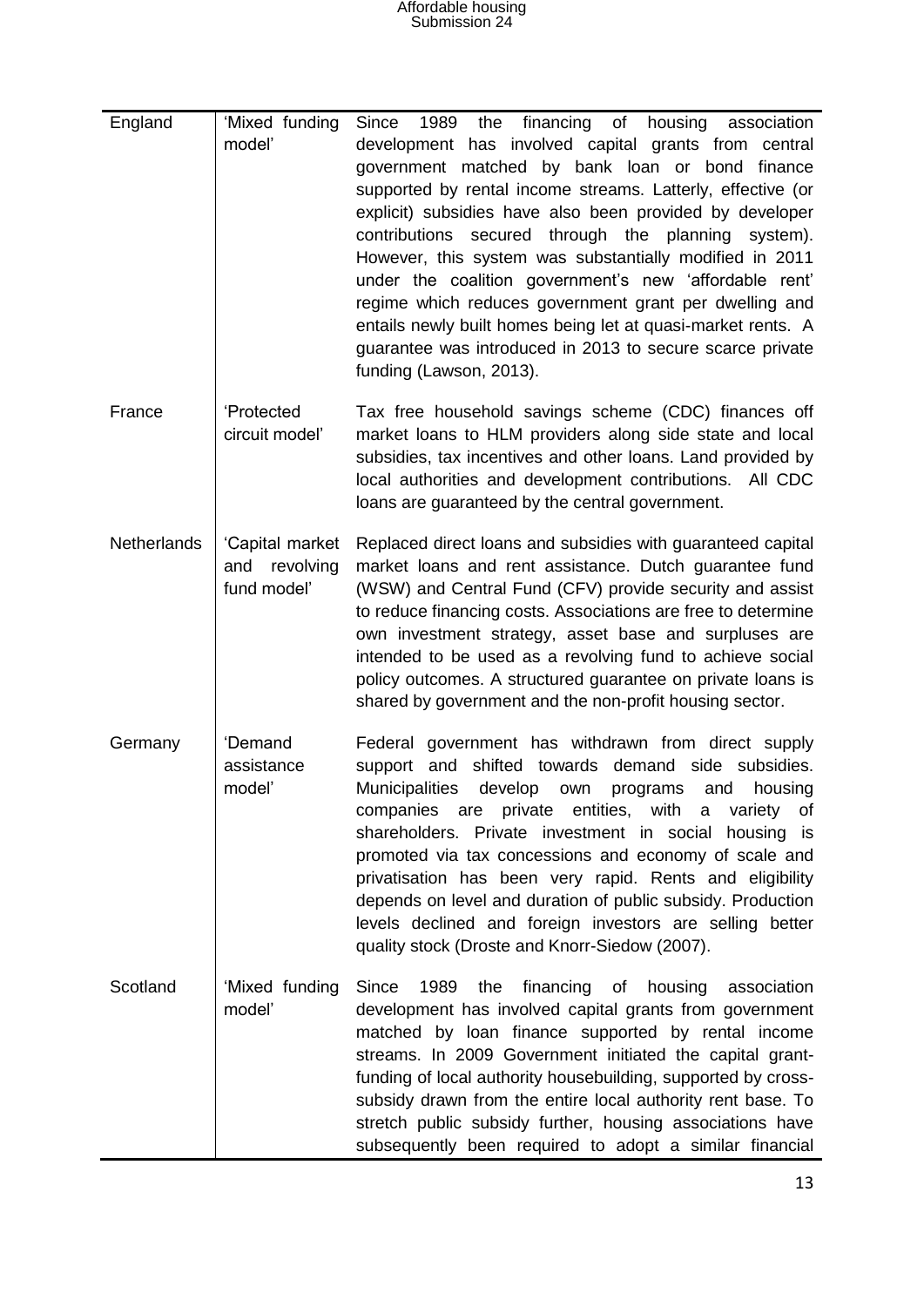| | | |
|---|---|---|
| England | 'Mixed funding model' | Since 1989 the financing of housing association development has involved capital grants from central government matched by bank loan or bond finance supported by rental income streams. Latterly, effective (or explicit) subsidies have also been provided by developer contributions secured through the planning system). However, this system was substantially modified in 2011 under the coalition government's new 'affordable rent' regime which reduces government grant per dwelling and entails newly built homes being let at quasi-market rents. A guarantee was introduced in 2013 to secure scarce private funding (Lawson, 2013). |
| France | 'Protected circuit model' | Tax free household savings scheme (CDC) finances off market loans to HLM providers along side state and local subsidies, tax incentives and other loans. Land provided by local authorities and development contributions. All CDC loans are guaranteed by the central government. |
| Netherlands | 'Capital market and revolving fund model' | Replaced direct loans and subsidies with guaranteed capital market loans and rent assistance. Dutch guarantee fund (WSW) and Central Fund (CFV) provide security and assist to reduce financing costs. Associations are free to determine own investment strategy, asset base and surpluses are intended to be used as a revolving fund to achieve social policy outcomes. A structured guarantee on private loans is shared by government and the non-profit housing sector. |
| Germany | 'Demand assistance model' | Federal government has withdrawn from direct supply support and shifted towards demand side subsidies. Municipalities develop own programs and housing companies are private entities, with a variety of shareholders. Private investment in social housing is promoted via tax concessions and economy of scale and privatisation has been very rapid. Rents and eligibility depends on level and duration of public subsidy. Production levels declined and foreign investors are selling better quality stock (Droste and Knorr-Siedow (2007). |
| Scotland | 'Mixed funding model' | Since 1989 the financing of housing association development has involved capital grants from government matched by loan finance supported by rental income streams. In 2009 Government initiated the capital grant-funding of local authority housebuilding, supported by cross-subsidy drawn from the entire local authority rent base. To stretch public subsidy further, housing associations have subsequently been required to adopt a similar financial |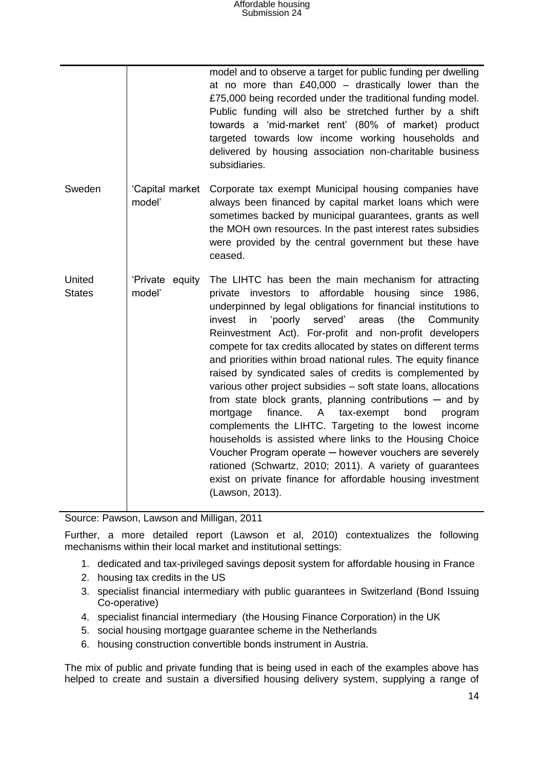| | | |
|---|---|---|
| | | model and to observe a target for public funding per dwelling at no more than £40,000 – drastically lower than the £75,000 being recorded under the traditional funding model. Public funding will also be stretched further by a shift towards a 'mid-market rent' (80% of market) product targeted towards low income working households and delivered by housing association non-charitable business subsidiaries. |
| Sweden | 'Capital market model' | Corporate tax exempt Municipal housing companies have always been financed by capital market loans which were sometimes backed by municipal guarantees, grants as well the MOH own resources. In the past interest rates subsidies were provided by the central government but these have ceased. |
| United States | 'Private equity model' | The LIHTC has been the main mechanism for attracting private investors to affordable housing since 1986, underpinned by legal obligations for financial institutions to invest in 'poorly served' areas (the Community Reinvestment Act). For-profit and non-profit developers compete for tax credits allocated by states on different terms and priorities within broad national rules. The equity finance raised by syndicated sales of credits is complemented by various other project subsidies – soft state loans, allocations from state block grants, planning contributions ─ and by mortgage finance. A tax-exempt bond program complements the LIHTC. Targeting to the lowest income households is assisted where links to the Housing Choice Voucher Program operate ─ however vouchers are severely rationed (Schwartz, 2010; 2011). A variety of guarantees exist on private finance for affordable housing investment (Lawson, 2013). |

Source: Pawson, Lawson and Milligan, 2011

Further, a more detailed report (Lawson et al, 2010) contextualizes the following mechanisms within their local market and institutional settings:

1. dedicated and tax-privileged savings deposit system for affordable housing in France
2. housing tax credits in the US
3. specialist financial intermediary with public guarantees in Switzerland (Bond Issuing Co-operative)
4. specialist financial intermediary (the Housing Finance Corporation) in the UK
5. social housing mortgage guarantee scheme in the Netherlands
6. housing construction convertible bonds instrument in Austria.

The mix of public and private funding that is being used in each of the examples above has helped to create and sustain a diversified housing delivery system, supplying a range of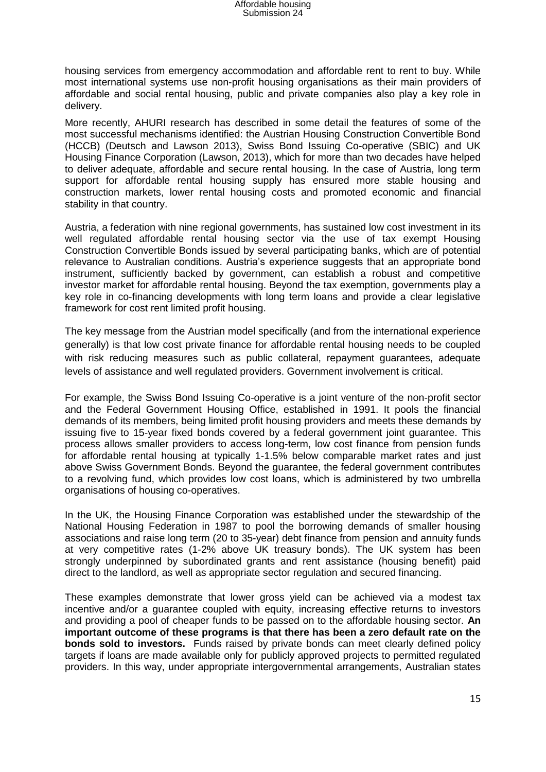housing services from emergency accommodation and affordable rent to rent to buy. While most international systems use non-profit housing organisations as their main providers of affordable and social rental housing, public and private companies also play a key role in delivery.

More recently, AHURI research has described in some detail the features of some of the most successful mechanisms identified: the Austrian Housing Construction Convertible Bond (HCCB) (Deutsch and Lawson 2013), Swiss Bond Issuing Co-operative (SBIC) and UK Housing Finance Corporation (Lawson, 2013), which for more than two decades have helped to deliver adequate, affordable and secure rental housing. In the case of Austria, long term support for affordable rental housing supply has ensured more stable housing and construction markets, lower rental housing costs and promoted economic and financial stability in that country.

Austria, a federation with nine regional governments, has sustained low cost investment in its well regulated affordable rental housing sector via the use of tax exempt Housing Construction Convertible Bonds issued by several participating banks, which are of potential relevance to Australian conditions. Austria's experience suggests that an appropriate bond instrument, sufficiently backed by government, can establish a robust and competitive investor market for affordable rental housing. Beyond the tax exemption, governments play a key role in co-financing developments with long term loans and provide a clear legislative framework for cost rent limited profit housing.

The key message from the Austrian model specifically (and from the international experience generally) is that low cost private finance for affordable rental housing needs to be coupled with risk reducing measures such as public collateral, repayment guarantees, adequate levels of assistance and well regulated providers. Government involvement is critical.

For example, the Swiss Bond Issuing Co-operative is a joint venture of the non-profit sector and the Federal Government Housing Office, established in 1991. It pools the financial demands of its members, being limited profit housing providers and meets these demands by issuing five to 15-year fixed bonds covered by a federal government joint guarantee. This process allows smaller providers to access long-term, low cost finance from pension funds for affordable rental housing at typically 1-1.5% below comparable market rates and just above Swiss Government Bonds. Beyond the guarantee, the federal government contributes to a revolving fund, which provides low cost loans, which is administered by two umbrella organisations of housing co-operatives.

In the UK, the Housing Finance Corporation was established under the stewardship of the National Housing Federation in 1987 to pool the borrowing demands of smaller housing associations and raise long term (20 to 35-year) debt finance from pension and annuity funds at very competitive rates (1-2% above UK treasury bonds). The UK system has been strongly underpinned by subordinated grants and rent assistance (housing benefit) paid direct to the landlord, as well as appropriate sector regulation and secured financing.

These examples demonstrate that lower gross yield can be achieved via a modest tax incentive and/or a guarantee coupled with equity, increasing effective returns to investors and providing a pool of cheaper funds to be passed on to the affordable housing sector. **An important outcome of these programs is that there has been a zero default rate on the bonds sold to investors.** Funds raised by private bonds can meet clearly defined policy targets if loans are made available only for publicly approved projects to permitted regulated providers. In this way, under appropriate intergovernmental arrangements, Australian states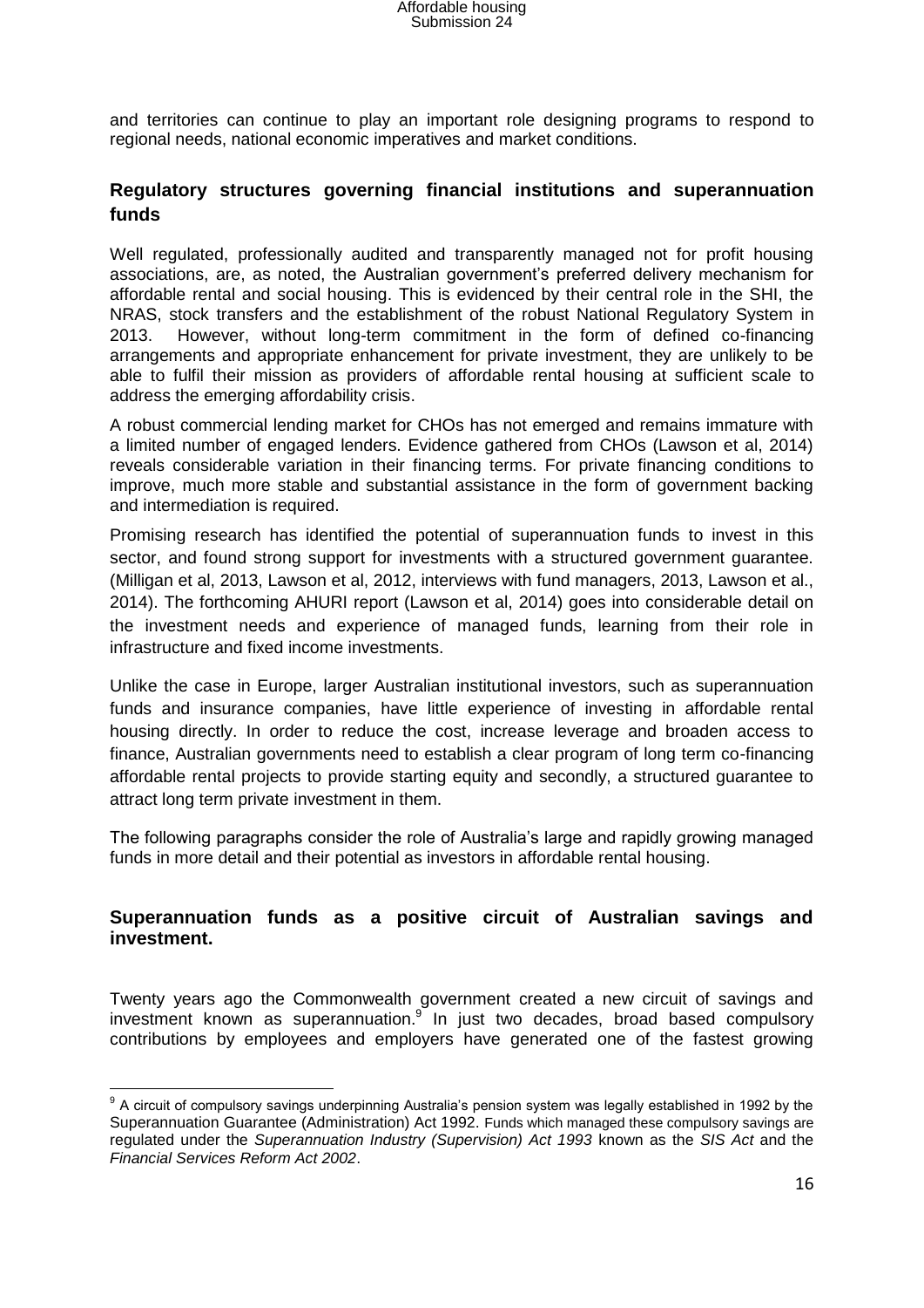and territories can continue to play an important role designing programs to respond to regional needs, national economic imperatives and market conditions.

## Regulatory structures governing financial institutions and superannuation funds

Well regulated, professionally audited and transparently managed not for profit housing associations, are, as noted, the Australian government's preferred delivery mechanism for affordable rental and social housing. This is evidenced by their central role in the SHI, the NRAS, stock transfers and the establishment of the robust National Regulatory System in 2013. However, without long-term commitment in the form of defined co-financing arrangements and appropriate enhancement for private investment, they are unlikely to be able to fulfil their mission as providers of affordable rental housing at sufficient scale to address the emerging affordability crisis.

A robust commercial lending market for CHOs has not emerged and remains immature with a limited number of engaged lenders. Evidence gathered from CHOs (Lawson et al, 2014) reveals considerable variation in their financing terms. For private financing conditions to improve, much more stable and substantial assistance in the form of government backing and intermediation is required.

Promising research has identified the potential of superannuation funds to invest in this sector, and found strong support for investments with a structured government guarantee. (Milligan et al, 2013, Lawson et al, 2012, interviews with fund managers, 2013, Lawson et al., 2014). The forthcoming AHURI report (Lawson et al, 2014) goes into considerable detail on the investment needs and experience of managed funds, learning from their role in infrastructure and fixed income investments.

Unlike the case in Europe, larger Australian institutional investors, such as superannuation funds and insurance companies, have little experience of investing in affordable rental housing directly. In order to reduce the cost, increase leverage and broaden access to finance, Australian governments need to establish a clear program of long term co-financing affordable rental projects to provide starting equity and secondly, a structured guarantee to attract long term private investment in them.

The following paragraphs consider the role of Australia's large and rapidly growing managed funds in more detail and their potential as investors in affordable rental housing.

## Superannuation funds as a positive circuit of Australian savings and investment.

Twenty years ago the Commonwealth government created a new circuit of savings and investment known as superannuation.[9] In just two decades, broad based compulsory contributions by employees and employers have generated one of the fastest growing

[9] A circuit of compulsory savings underpinning Australia's pension system was legally established in 1992 by the Superannuation Guarantee (Administration) Act 1992. Funds which managed these compulsory savings are regulated under the *Superannuation Industry (Supervision) Act 1993* known as the *SIS Act* and the *Financial Services Reform Act 2002*.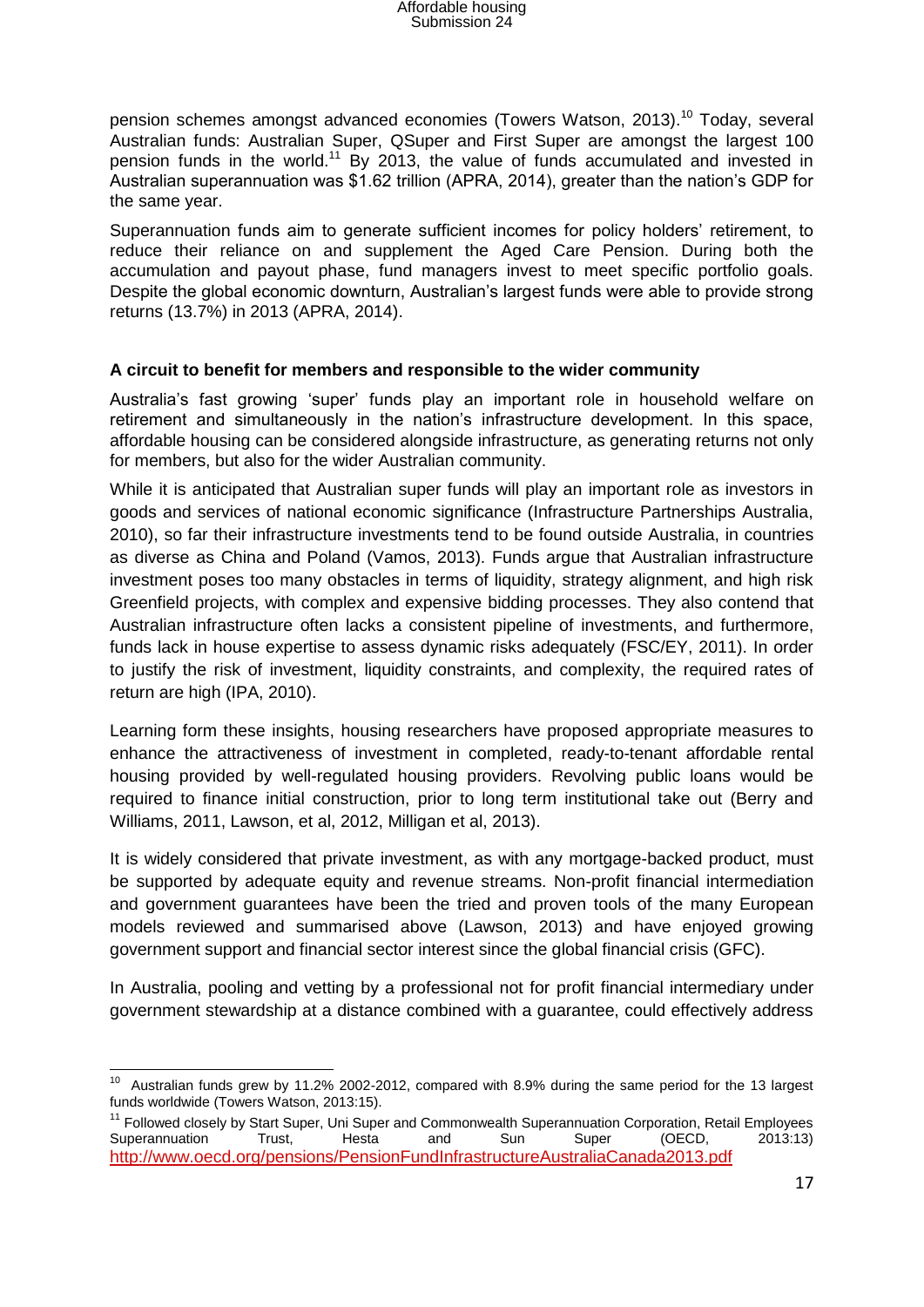pension schemes amongst advanced economies (Towers Watson, 2013).[10] Today, several Australian funds: Australian Super, QSuper and First Super are amongst the largest 100 pension funds in the world.[11] By 2013, the value of funds accumulated and invested in Australian superannuation was $1.62 trillion (APRA, 2014), greater than the nation's GDP for the same year.

Superannuation funds aim to generate sufficient incomes for policy holders' retirement, to reduce their reliance on and supplement the Aged Care Pension. During both the accumulation and payout phase, fund managers invest to meet specific portfolio goals. Despite the global economic downturn, Australian's largest funds were able to provide strong returns (13.7%) in 2013 (APRA, 2014).

**A circuit to benefit for members and responsible to the wider community**

Australia's fast growing 'super' funds play an important role in household welfare on retirement and simultaneously in the nation's infrastructure development. In this space, affordable housing can be considered alongside infrastructure, as generating returns not only for members, but also for the wider Australian community.

While it is anticipated that Australian super funds will play an important role as investors in goods and services of national economic significance (Infrastructure Partnerships Australia, 2010), so far their infrastructure investments tend to be found outside Australia, in countries as diverse as China and Poland (Vamos, 2013). Funds argue that Australian infrastructure investment poses too many obstacles in terms of liquidity, strategy alignment, and high risk Greenfield projects, with complex and expensive bidding processes. They also contend that Australian infrastructure often lacks a consistent pipeline of investments, and furthermore, funds lack in house expertise to assess dynamic risks adequately (FSC/EY, 2011). In order to justify the risk of investment, liquidity constraints, and complexity, the required rates of return are high (IPA, 2010).

Learning form these insights, housing researchers have proposed appropriate measures to enhance the attractiveness of investment in completed, ready-to-tenant affordable rental housing provided by well-regulated housing providers. Revolving public loans would be required to finance initial construction, prior to long term institutional take out (Berry and Williams, 2011, Lawson, et al, 2012, Milligan et al, 2013).

It is widely considered that private investment, as with any mortgage-backed product, must be supported by adequate equity and revenue streams. Non-profit financial intermediation and government guarantees have been the tried and proven tools of the many European models reviewed and summarised above (Lawson, 2013) and have enjoyed growing government support and financial sector interest since the global financial crisis (GFC).

In Australia, pooling and vetting by a professional not for profit financial intermediary under government stewardship at a distance combined with a guarantee, could effectively address

---

[10] Australian funds grew by 11.2% 2002-2012, compared with 8.9% during the same period for the 13 largest funds worldwide (Towers Watson, 2013:15).

[11] Followed closely by Start Super, Uni Super and Commonwealth Superannuation Corporation, Retail Employees Superannuation Trust, Hesta and Sun Super (OECD, 2013:13) http://www.oecd.org/pensions/PensionFundInfrastructureAustraliaCanada2013.pdf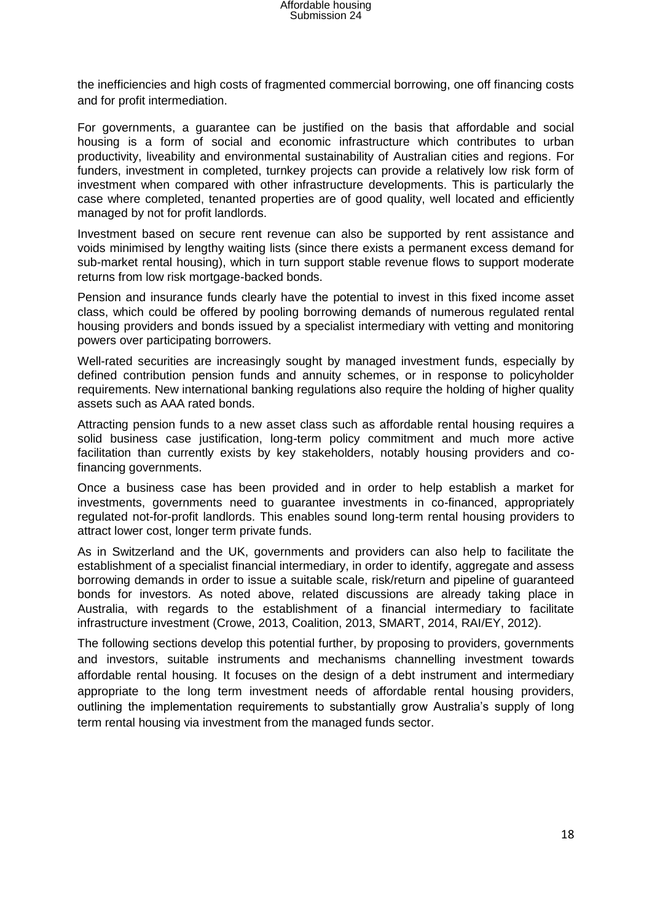the inefficiencies and high costs of fragmented commercial borrowing, one off financing costs and for profit intermediation.

For governments, a guarantee can be justified on the basis that affordable and social housing is a form of social and economic infrastructure which contributes to urban productivity, liveability and environmental sustainability of Australian cities and regions. For funders, investment in completed, turnkey projects can provide a relatively low risk form of investment when compared with other infrastructure developments. This is particularly the case where completed, tenanted properties are of good quality, well located and efficiently managed by not for profit landlords.

Investment based on secure rent revenue can also be supported by rent assistance and voids minimised by lengthy waiting lists (since there exists a permanent excess demand for sub-market rental housing), which in turn support stable revenue flows to support moderate returns from low risk mortgage-backed bonds.

Pension and insurance funds clearly have the potential to invest in this fixed income asset class, which could be offered by pooling borrowing demands of numerous regulated rental housing providers and bonds issued by a specialist intermediary with vetting and monitoring powers over participating borrowers.

Well-rated securities are increasingly sought by managed investment funds, especially by defined contribution pension funds and annuity schemes, or in response to policyholder requirements. New international banking regulations also require the holding of higher quality assets such as AAA rated bonds.

Attracting pension funds to a new asset class such as affordable rental housing requires a solid business case justification, long-term policy commitment and much more active facilitation than currently exists by key stakeholders, notably housing providers and co-financing governments.

Once a business case has been provided and in order to help establish a market for investments, governments need to guarantee investments in co-financed, appropriately regulated not-for-profit landlords. This enables sound long-term rental housing providers to attract lower cost, longer term private funds.

As in Switzerland and the UK, governments and providers can also help to facilitate the establishment of a specialist financial intermediary, in order to identify, aggregate and assess borrowing demands in order to issue a suitable scale, risk/return and pipeline of guaranteed bonds for investors. As noted above, related discussions are already taking place in Australia, with regards to the establishment of a financial intermediary to facilitate infrastructure investment (Crowe, 2013, Coalition, 2013, SMART, 2014, RAI/EY, 2012).

The following sections develop this potential further, by proposing to providers, governments and investors, suitable instruments and mechanisms channelling investment towards affordable rental housing. It focuses on the design of a debt instrument and intermediary appropriate to the long term investment needs of affordable rental housing providers, outlining the implementation requirements to substantially grow Australia's supply of long term rental housing via investment from the managed funds sector.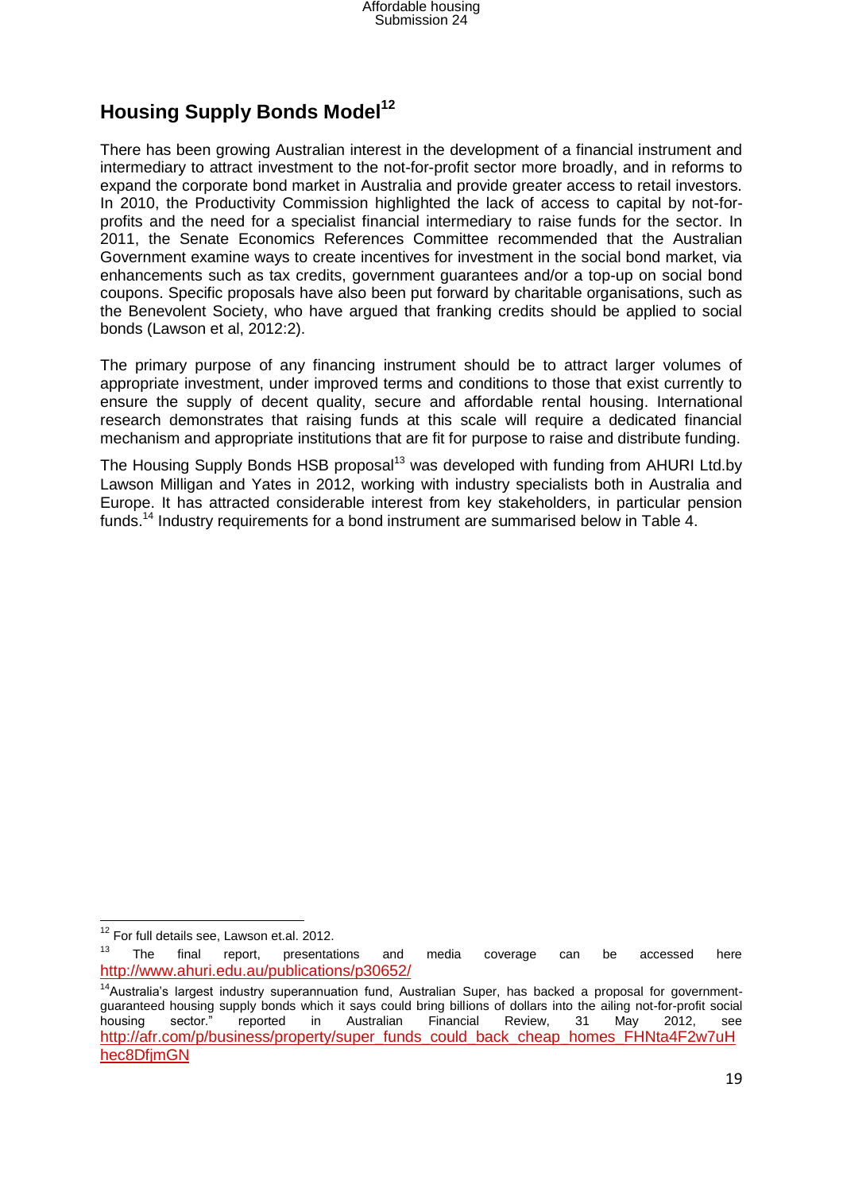## Housing Supply Bonds Model[12]

There has been growing Australian interest in the development of a financial instrument and intermediary to attract investment to the not-for-profit sector more broadly, and in reforms to expand the corporate bond market in Australia and provide greater access to retail investors. In 2010, the Productivity Commission highlighted the lack of access to capital by not-for-profits and the need for a specialist financial intermediary to raise funds for the sector. In 2011, the Senate Economics References Committee recommended that the Australian Government examine ways to create incentives for investment in the social bond market, via enhancements such as tax credits, government guarantees and/or a top-up on social bond coupons. Specific proposals have also been put forward by charitable organisations, such as the Benevolent Society, who have argued that franking credits should be applied to social bonds (Lawson et al, 2012:2).

The primary purpose of any financing instrument should be to attract larger volumes of appropriate investment, under improved terms and conditions to those that exist currently to ensure the supply of decent quality, secure and affordable rental housing. International research demonstrates that raising funds at this scale will require a dedicated financial mechanism and appropriate institutions that are fit for purpose to raise and distribute funding.

The Housing Supply Bonds HSB proposal[13] was developed with funding from AHURI Ltd.by Lawson Milligan and Yates in 2012, working with industry specialists both in Australia and Europe. It has attracted considerable interest from key stakeholders, in particular pension funds.[14] Industry requirements for a bond instrument are summarised below in Table 4.

---

[12] For full details see, Lawson et.al. 2012.

[13] The final report, presentations and media coverage can be accessed here http://www.ahuri.edu.au/publications/p30652/

[14] Australia's largest industry superannuation fund, Australian Super, has backed a proposal for government-guaranteed housing supply bonds which it says could bring billions of dollars into the ailing not-for-profit social housing sector." reported in Australian Financial Review, 31 May 2012, see http://afr.com/p/business/property/super_funds_could_back_cheap_homes_FHNta4F2w7uHhec8DfjmGN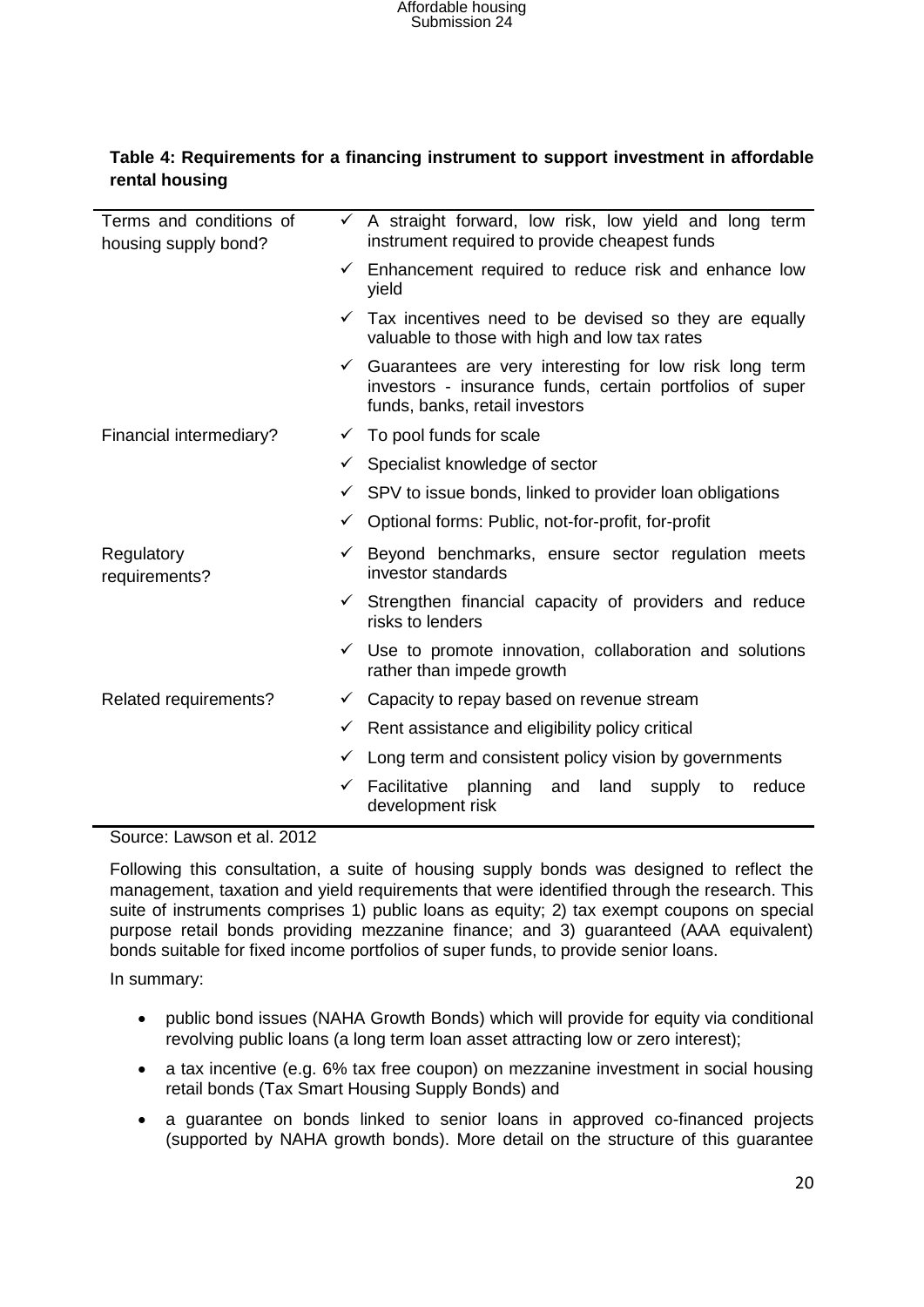**Table 4: Requirements for a financing instrument to support investment in affordable rental housing**

| | |
|---|---|
| Terms and conditions of housing supply bond? | ✓ A straight forward, low risk, low yield and long term instrument required to provide cheapest funds |
| | ✓ Enhancement required to reduce risk and enhance low yield |
| | ✓ Tax incentives need to be devised so they are equally valuable to those with high and low tax rates |
| | ✓ Guarantees are very interesting for low risk long term investors - insurance funds, certain portfolios of super funds, banks, retail investors |
| Financial intermediary? | ✓ To pool funds for scale |
| | ✓ Specialist knowledge of sector |
| | ✓ SPV to issue bonds, linked to provider loan obligations |
| | ✓ Optional forms: Public, not-for-profit, for-profit |
| Regulatory requirements? | ✓ Beyond benchmarks, ensure sector regulation meets investor standards |
| | ✓ Strengthen financial capacity of providers and reduce risks to lenders |
| | ✓ Use to promote innovation, collaboration and solutions rather than impede growth |
| Related requirements? | ✓ Capacity to repay based on revenue stream |
| | ✓ Rent assistance and eligibility policy critical |
| | ✓ Long term and consistent policy vision by governments |
| | ✓ Facilitative planning and land supply to reduce development risk |

Source: Lawson et al. 2012

Following this consultation, a suite of housing supply bonds was designed to reflect the management, taxation and yield requirements that were identified through the research. This suite of instruments comprises 1) public loans as equity; 2) tax exempt coupons on special purpose retail bonds providing mezzanine finance; and 3) guaranteed (AAA equivalent) bonds suitable for fixed income portfolios of super funds, to provide senior loans.

In summary:

- public bond issues (NAHA Growth Bonds) which will provide for equity via conditional revolving public loans (a long term loan asset attracting low or zero interest);
- a tax incentive (e.g. 6% tax free coupon) on mezzanine investment in social housing retail bonds (Tax Smart Housing Supply Bonds) and
- a guarantee on bonds linked to senior loans in approved co-financed projects (supported by NAHA growth bonds). More detail on the structure of this guarantee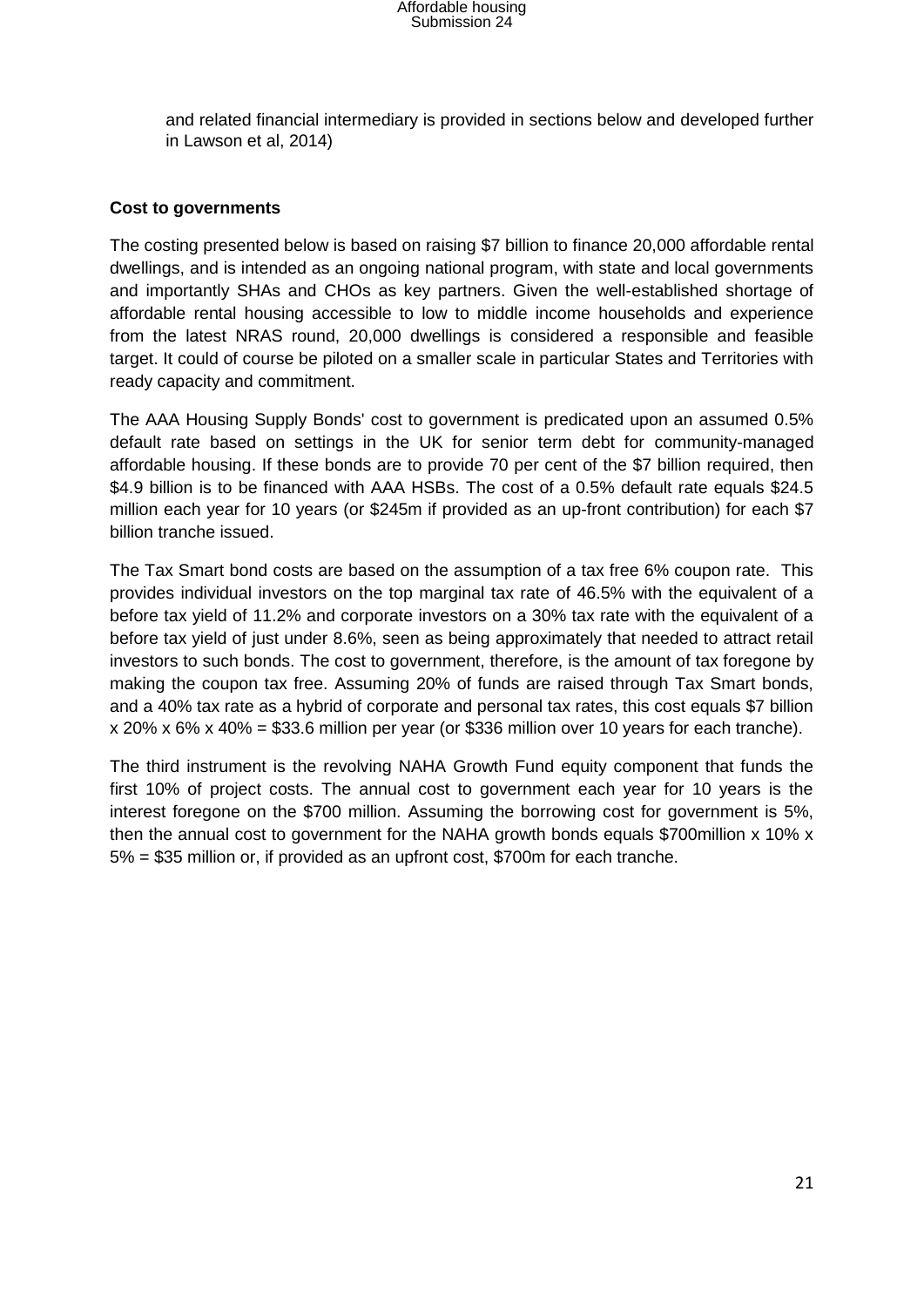and related financial intermediary is provided in sections below and developed further in Lawson et al, 2014)

**Cost to governments**

The costing presented below is based on raising $7 billion to finance 20,000 affordable rental dwellings, and is intended as an ongoing national program, with state and local governments and importantly SHAs and CHOs as key partners. Given the well-established shortage of affordable rental housing accessible to low to middle income households and experience from the latest NRAS round, 20,000 dwellings is considered a responsible and feasible target. It could of course be piloted on a smaller scale in particular States and Territories with ready capacity and commitment.

The AAA Housing Supply Bonds' cost to government is predicated upon an assumed 0.5% default rate based on settings in the UK for senior term debt for community-managed affordable housing. If these bonds are to provide 70 per cent of the $7 billion required, then $4.9 billion is to be financed with AAA HSBs. The cost of a 0.5% default rate equals $24.5 million each year for 10 years (or $245m if provided as an up-front contribution) for each $7 billion tranche issued.

The Tax Smart bond costs are based on the assumption of a tax free 6% coupon rate. This provides individual investors on the top marginal tax rate of 46.5% with the equivalent of a before tax yield of 11.2% and corporate investors on a 30% tax rate with the equivalent of a before tax yield of just under 8.6%, seen as being approximately that needed to attract retail investors to such bonds. The cost to government, therefore, is the amount of tax foregone by making the coupon tax free. Assuming 20% of funds are raised through Tax Smart bonds, and a 40% tax rate as a hybrid of corporate and personal tax rates, this cost equals $7 billion x 20% x 6% x 40% = $33.6 million per year (or $336 million over 10 years for each tranche).

The third instrument is the revolving NAHA Growth Fund equity component that funds the first 10% of project costs. The annual cost to government each year for 10 years is the interest foregone on the $700 million. Assuming the borrowing cost for government is 5%, then the annual cost to government for the NAHA growth bonds equals $700million x 10% x 5% = $35 million or, if provided as an upfront cost, $700m for each tranche.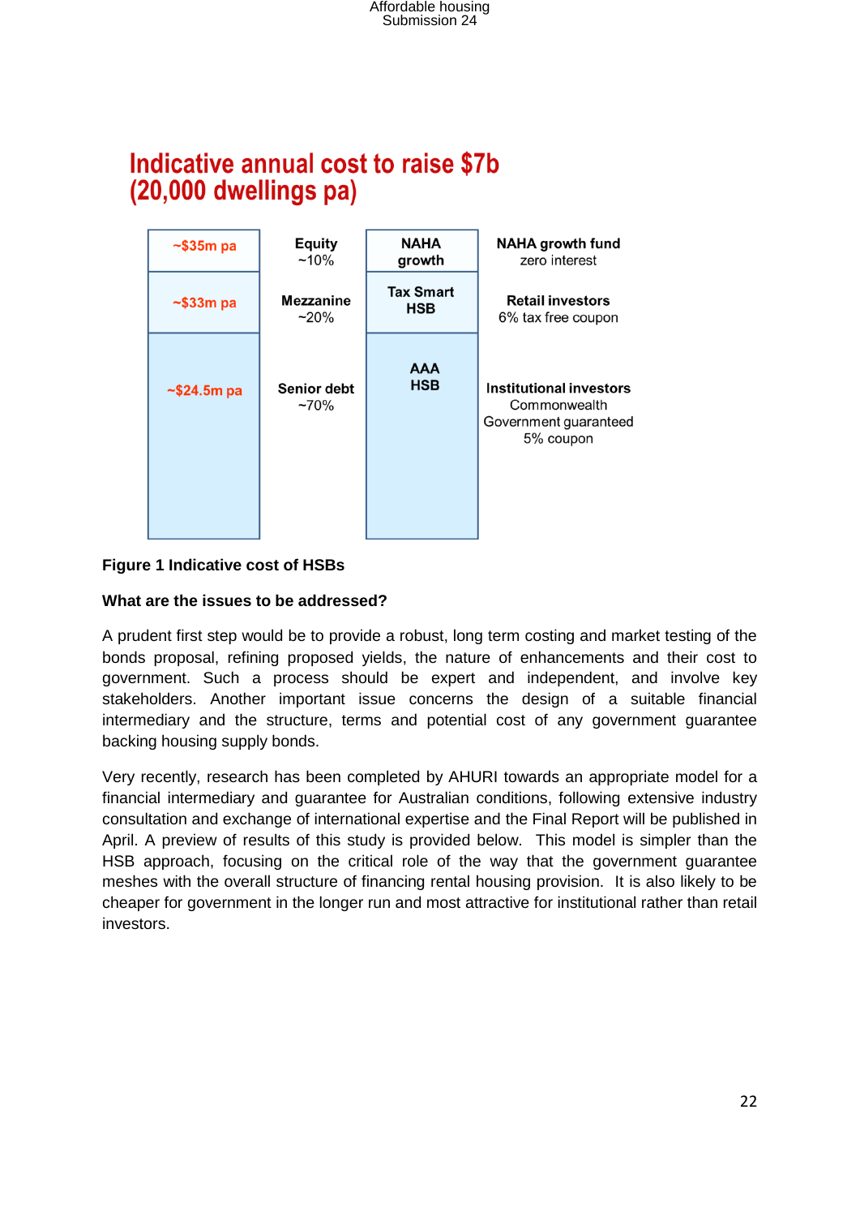## Indicative annual cost to raise $7b (20,000 dwellings pa)

| Annual cost | Tranche | Source | Investors |
|---|---|---|---|
| ~$35m pa | Equity ~10% | NAHA growth | NAHA growth fund zero interest |
| ~$33m pa | Mezzanine ~20% | Tax Smart HSB | Retail investors 6% tax free coupon |
| ~$24.5m pa | Senior debt ~70% | AAA HSB | Institutional investors Commonwealth Government guaranteed 5% coupon |

**Figure 1 Indicative cost of HSBs**

**What are the issues to be addressed?**

A prudent first step would be to provide a robust, long term costing and market testing of the bonds proposal, refining proposed yields, the nature of enhancements and their cost to government. Such a process should be expert and independent, and involve key stakeholders. Another important issue concerns the design of a suitable financial intermediary and the structure, terms and potential cost of any government guarantee backing housing supply bonds.

Very recently, research has been completed by AHURI towards an appropriate model for a financial intermediary and guarantee for Australian conditions, following extensive industry consultation and exchange of international expertise and the Final Report will be published in April. A preview of results of this study is provided below. This model is simpler than the HSB approach, focusing on the critical role of the way that the government guarantee meshes with the overall structure of financing rental housing provision. It is also likely to be cheaper for government in the longer run and most attractive for institutional rather than retail investors.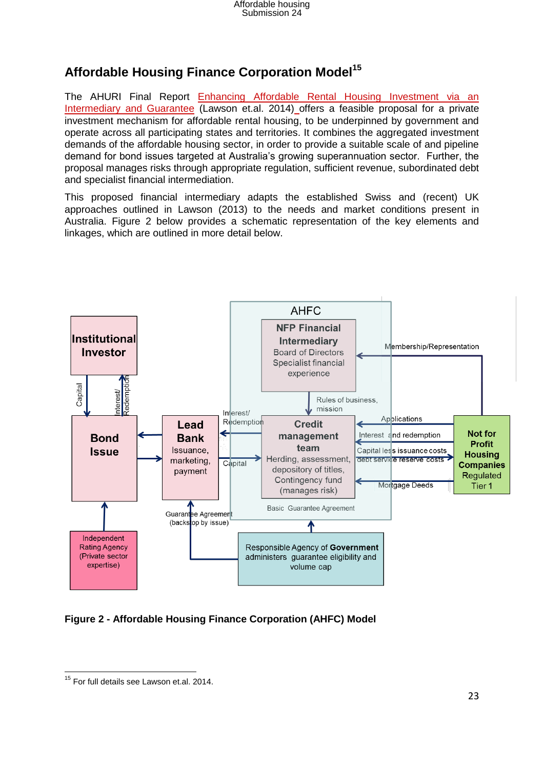## Affordable Housing Finance Corporation Model[15]

The AHURI Final Report Enhancing Affordable Rental Housing Investment via an Intermediary and Guarantee (Lawson et.al. 2014) offers a feasible proposal for a private investment mechanism for affordable rental housing, to be underpinned by government and operate across all participating states and territories. It combines the aggregated investment demands of the affordable housing sector, in order to provide a suitable scale of and pipeline demand for bond issues targeted at Australia's growing superannuation sector. Further, the proposal manages risks through appropriate regulation, sufficient revenue, subordinated debt and specialist financial intermediation.

This proposed financial intermediary adapts the established Swiss and (recent) UK approaches outlined in Lawson (2013) to the needs and market conditions present in Australia. Figure 2 below provides a schematic representation of the key elements and linkages, which are outlined in more detail below.

AHFC

NFP Financial Intermediary
Board of Directors
Specialist financial experience

Rules of business, mission

Credit management team
Herding, assessment, depository of titles, Contingency fund (manages risk)

Basic Guarantee Agreement

Institutional Investor

Capital

Interest/ Redemption

Bond Issue

Lead Bank
Issuance, marketing, payment

Interest/ Redemption

Capital

Membership/Representation

Applications

Interest and redemption

Capital less issuance costs debt service reserve costs

Mortgage Deeds

Not for Profit Housing Companies
Regulated Tier 1

Guarantee Agreement (backstop by issue)

Independent Rating Agency (Private sector expertise)

Responsible Agency of Government administers guarantee eligibility and volume cap

**Figure 2 - Affordable Housing Finance Corporation (AHFC) Model**

[15] For full details see Lawson et.al. 2014.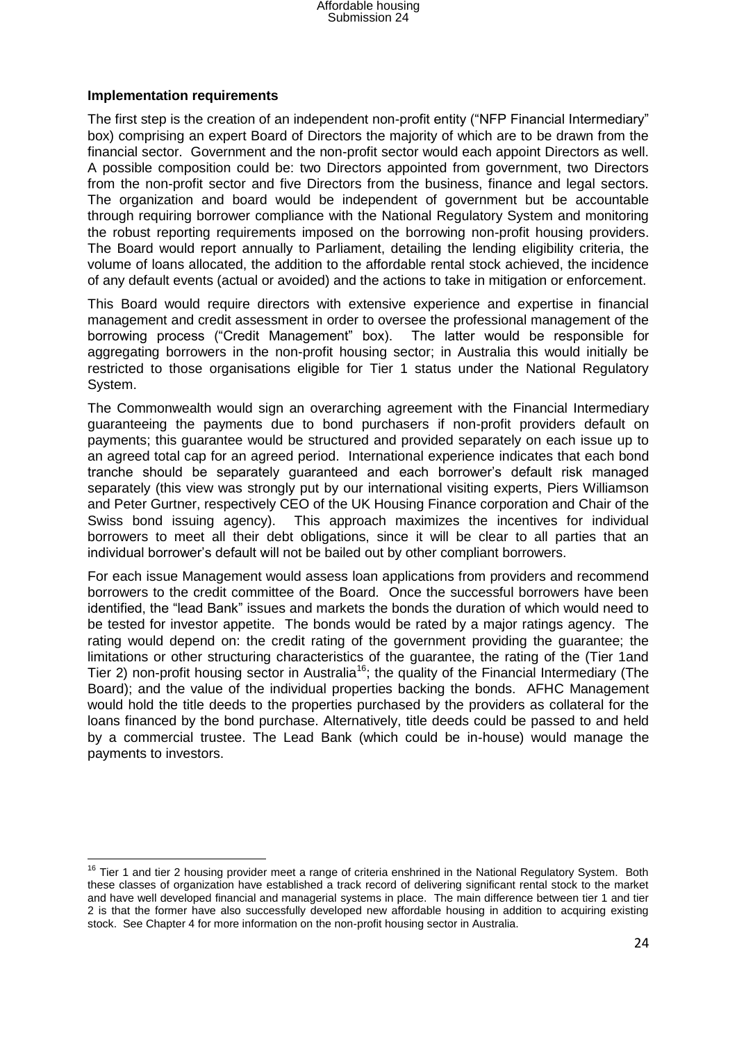**Implementation requirements**

The first step is the creation of an independent non-profit entity ("NFP Financial Intermediary" box) comprising an expert Board of Directors the majority of which are to be drawn from the financial sector. Government and the non-profit sector would each appoint Directors as well. A possible composition could be: two Directors appointed from government, two Directors from the non-profit sector and five Directors from the business, finance and legal sectors. The organization and board would be independent of government but be accountable through requiring borrower compliance with the National Regulatory System and monitoring the robust reporting requirements imposed on the borrowing non-profit housing providers. The Board would report annually to Parliament, detailing the lending eligibility criteria, the volume of loans allocated, the addition to the affordable rental stock achieved, the incidence of any default events (actual or avoided) and the actions to take in mitigation or enforcement.

This Board would require directors with extensive experience and expertise in financial management and credit assessment in order to oversee the professional management of the borrowing process ("Credit Management" box). The latter would be responsible for aggregating borrowers in the non-profit housing sector; in Australia this would initially be restricted to those organisations eligible for Tier 1 status under the National Regulatory System.

The Commonwealth would sign an overarching agreement with the Financial Intermediary guaranteeing the payments due to bond purchasers if non-profit providers default on payments; this guarantee would be structured and provided separately on each issue up to an agreed total cap for an agreed period. International experience indicates that each bond tranche should be separately guaranteed and each borrower's default risk managed separately (this view was strongly put by our international visiting experts, Piers Williamson and Peter Gurtner, respectively CEO of the UK Housing Finance corporation and Chair of the Swiss bond issuing agency). This approach maximizes the incentives for individual borrowers to meet all their debt obligations, since it will be clear to all parties that an individual borrower's default will not be bailed out by other compliant borrowers.

For each issue Management would assess loan applications from providers and recommend borrowers to the credit committee of the Board. Once the successful borrowers have been identified, the "lead Bank" issues and markets the bonds the duration of which would need to be tested for investor appetite. The bonds would be rated by a major ratings agency. The rating would depend on: the credit rating of the government providing the guarantee; the limitations or other structuring characteristics of the guarantee, the rating of the (Tier 1and Tier 2) non-profit housing sector in Australia[16]; the quality of the Financial Intermediary (The Board); and the value of the individual properties backing the bonds. AFHC Management would hold the title deeds to the properties purchased by the providers as collateral for the loans financed by the bond purchase. Alternatively, title deeds could be passed to and held by a commercial trustee. The Lead Bank (which could be in-house) would manage the payments to investors.

[16] Tier 1 and tier 2 housing provider meet a range of criteria enshrined in the National Regulatory System. Both these classes of organization have established a track record of delivering significant rental stock to the market and have well developed financial and managerial systems in place. The main difference between tier 1 and tier 2 is that the former have also successfully developed new affordable housing in addition to acquiring existing stock. See Chapter 4 for more information on the non-profit housing sector in Australia.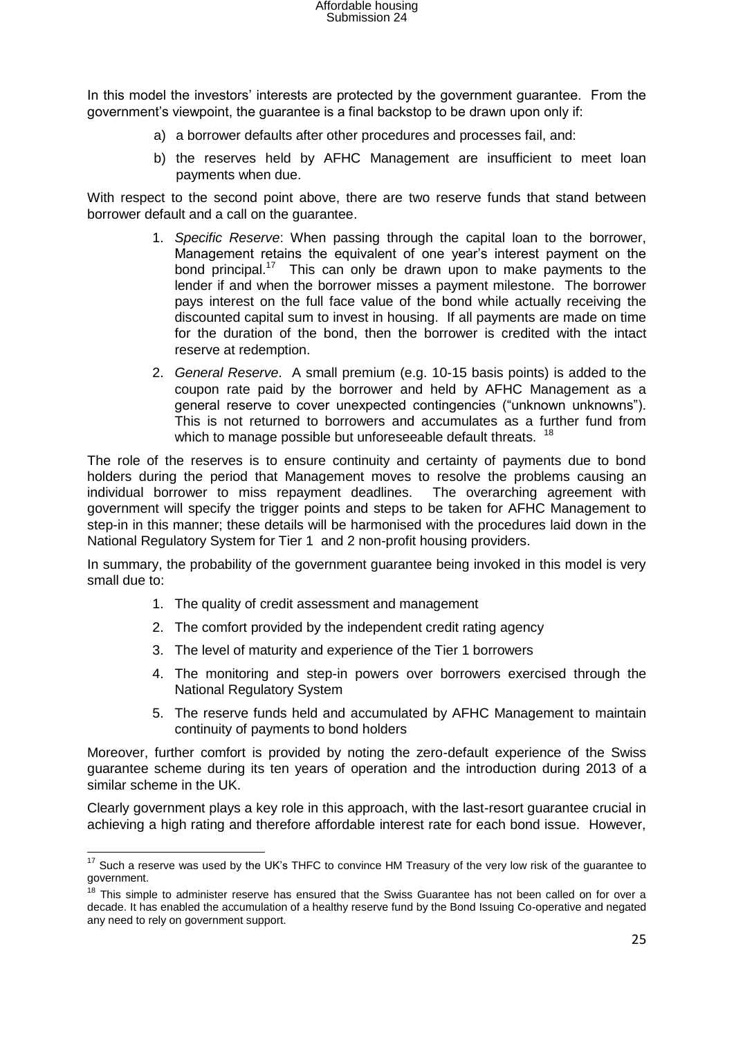In this model the investors' interests are protected by the government guarantee. From the government's viewpoint, the guarantee is a final backstop to be drawn upon only if:

a) a borrower defaults after other procedures and processes fail, and:

b) the reserves held by AFHC Management are insufficient to meet loan payments when due.

With respect to the second point above, there are two reserve funds that stand between borrower default and a call on the guarantee.

1. *Specific Reserve*: When passing through the capital loan to the borrower, Management retains the equivalent of one year's interest payment on the bond principal.[17] This can only be drawn upon to make payments to the lender if and when the borrower misses a payment milestone. The borrower pays interest on the full face value of the bond while actually receiving the discounted capital sum to invest in housing. If all payments are made on time for the duration of the bond, then the borrower is credited with the intact reserve at redemption.
2. *General Reserve*. A small premium (e.g. 10-15 basis points) is added to the coupon rate paid by the borrower and held by AFHC Management as a general reserve to cover unexpected contingencies ("unknown unknowns"). This is not returned to borrowers and accumulates as a further fund from which to manage possible but unforeseeable default threats. [18]

The role of the reserves is to ensure continuity and certainty of payments due to bond holders during the period that Management moves to resolve the problems causing an individual borrower to miss repayment deadlines. The overarching agreement with government will specify the trigger points and steps to be taken for AFHC Management to step-in in this manner; these details will be harmonised with the procedures laid down in the National Regulatory System for Tier 1 and 2 non-profit housing providers.

In summary, the probability of the government guarantee being invoked in this model is very small due to:

1. The quality of credit assessment and management
2. The comfort provided by the independent credit rating agency
3. The level of maturity and experience of the Tier 1 borrowers
4. The monitoring and step-in powers over borrowers exercised through the National Regulatory System
5. The reserve funds held and accumulated by AFHC Management to maintain continuity of payments to bond holders

Moreover, further comfort is provided by noting the zero-default experience of the Swiss guarantee scheme during its ten years of operation and the introduction during 2013 of a similar scheme in the UK.

Clearly government plays a key role in this approach, with the last-resort guarantee crucial in achieving a high rating and therefore affordable interest rate for each bond issue. However,

---

[17] Such a reserve was used by the UK's THFC to convince HM Treasury of the very low risk of the guarantee to government.

[18] This simple to administer reserve has ensured that the Swiss Guarantee has not been called on for over a decade. It has enabled the accumulation of a healthy reserve fund by the Bond Issuing Co-operative and negated any need to rely on government support.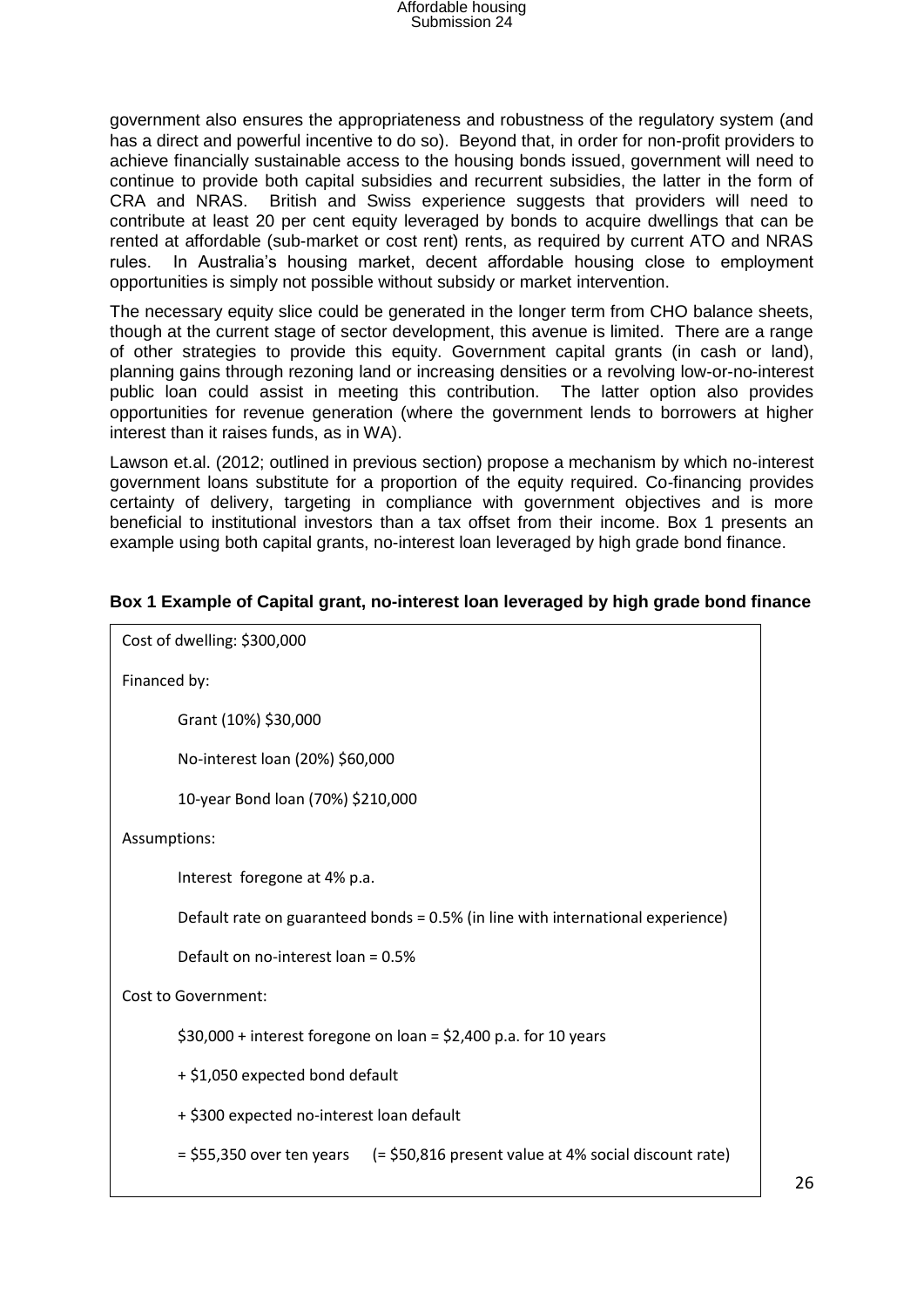government also ensures the appropriateness and robustness of the regulatory system (and has a direct and powerful incentive to do so). Beyond that, in order for non-profit providers to achieve financially sustainable access to the housing bonds issued, government will need to continue to provide both capital subsidies and recurrent subsidies, the latter in the form of CRA and NRAS. British and Swiss experience suggests that providers will need to contribute at least 20 per cent equity leveraged by bonds to acquire dwellings that can be rented at affordable (sub-market or cost rent) rents, as required by current ATO and NRAS rules. In Australia's housing market, decent affordable housing close to employment opportunities is simply not possible without subsidy or market intervention.

The necessary equity slice could be generated in the longer term from CHO balance sheets, though at the current stage of sector development, this avenue is limited. There are a range of other strategies to provide this equity. Government capital grants (in cash or land), planning gains through rezoning land or increasing densities or a revolving low-or-no-interest public loan could assist in meeting this contribution. The latter option also provides opportunities for revenue generation (where the government lends to borrowers at higher interest than it raises funds, as in WA).

Lawson et.al. (2012; outlined in previous section) propose a mechanism by which no-interest government loans substitute for a proportion of the equity required. Co-financing provides certainty of delivery, targeting in compliance with government objectives and is more beneficial to institutional investors than a tax offset from their income. Box 1 presents an example using both capital grants, no-interest loan leveraged by high grade bond finance.

**Box 1 Example of Capital grant, no-interest loan leveraged by high grade bond finance**

Cost of dwelling: $300,000

Financed by:

- Grant (10%) $30,000
- No-interest loan (20%) $60,000
- 10-year Bond loan (70%) $210,000

Assumptions:

- Interest foregone at 4% p.a.
- Default rate on guaranteed bonds = 0.5% (in line with international experience)
- Default on no-interest loan = 0.5%

Cost to Government:

$30,000 + interest foregone on loan = $2,400 p.a. for 10 years

+ $1,050 expected bond default

+ $300 expected no-interest loan default

= $55,350 over ten years (= $50,816 present value at 4% social discount rate)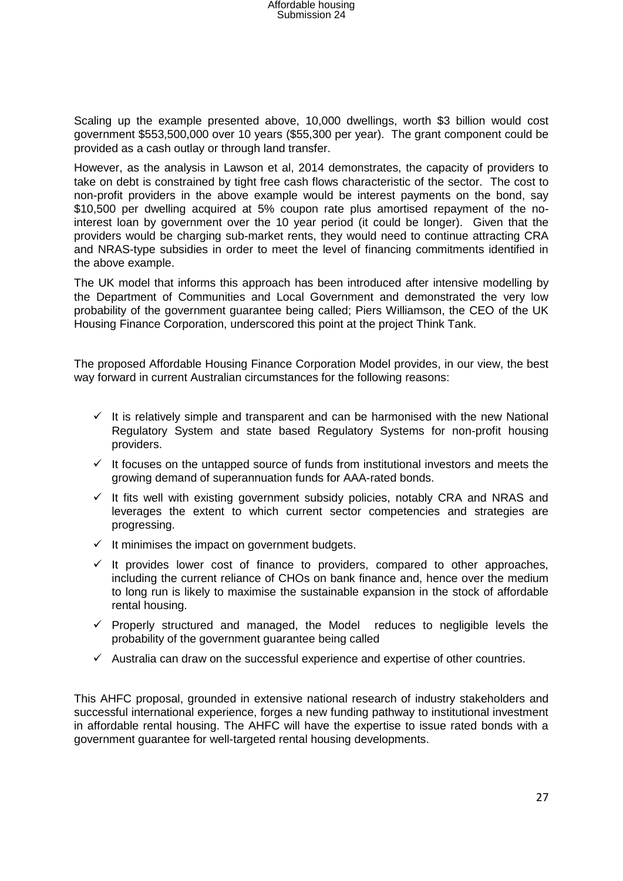Scaling up the example presented above, 10,000 dwellings, worth $3 billion would cost government $553,500,000 over 10 years ($55,300 per year). The grant component could be provided as a cash outlay or through land transfer.

However, as the analysis in Lawson et al, 2014 demonstrates, the capacity of providers to take on debt is constrained by tight free cash flows characteristic of the sector. The cost to non-profit providers in the above example would be interest payments on the bond, say $10,500 per dwelling acquired at 5% coupon rate plus amortised repayment of the no-interest loan by government over the 10 year period (it could be longer). Given that the providers would be charging sub-market rents, they would need to continue attracting CRA and NRAS-type subsidies in order to meet the level of financing commitments identified in the above example.

The UK model that informs this approach has been introduced after intensive modelling by the Department of Communities and Local Government and demonstrated the very low probability of the government guarantee being called; Piers Williamson, the CEO of the UK Housing Finance Corporation, underscored this point at the project Think Tank.

The proposed Affordable Housing Finance Corporation Model provides, in our view, the best way forward in current Australian circumstances for the following reasons:

- ✓ It is relatively simple and transparent and can be harmonised with the new National Regulatory System and state based Regulatory Systems for non-profit housing providers.
- ✓ It focuses on the untapped source of funds from institutional investors and meets the growing demand of superannuation funds for AAA-rated bonds.
- ✓ It fits well with existing government subsidy policies, notably CRA and NRAS and leverages the extent to which current sector competencies and strategies are progressing.
- ✓ It minimises the impact on government budgets.
- ✓ It provides lower cost of finance to providers, compared to other approaches, including the current reliance of CHOs on bank finance and, hence over the medium to long run is likely to maximise the sustainable expansion in the stock of affordable rental housing.
- ✓ Properly structured and managed, the Model reduces to negligible levels the probability of the government guarantee being called
- ✓ Australia can draw on the successful experience and expertise of other countries.

This AHFC proposal, grounded in extensive national research of industry stakeholders and successful international experience, forges a new funding pathway to institutional investment in affordable rental housing. The AHFC will have the expertise to issue rated bonds with a government guarantee for well-targeted rental housing developments.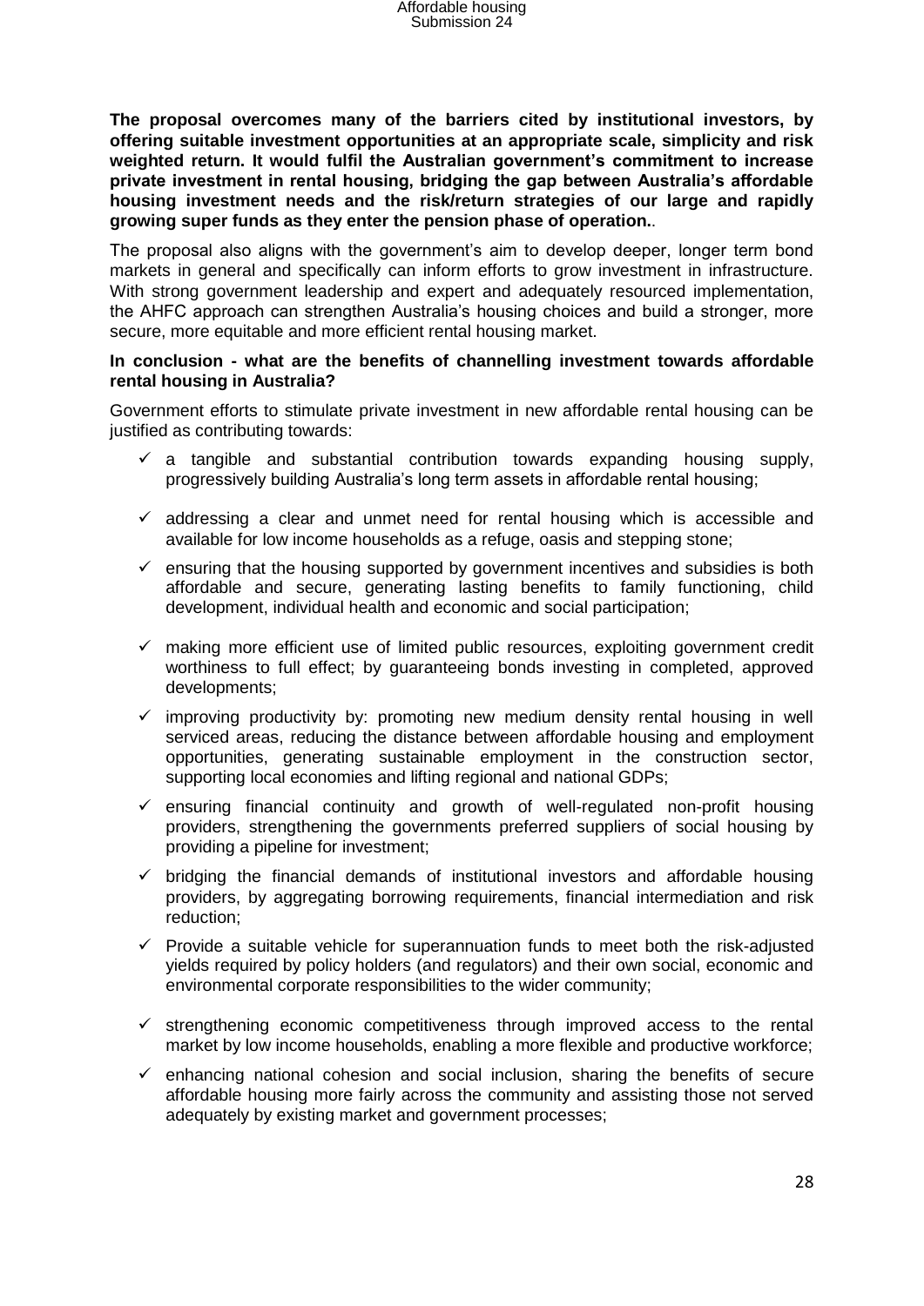**The proposal overcomes many of the barriers cited by institutional investors, by offering suitable investment opportunities at an appropriate scale, simplicity and risk weighted return. It would fulfil the Australian government's commitment to increase private investment in rental housing, bridging the gap between Australia's affordable housing investment needs and the risk/return strategies of our large and rapidly growing super funds as they enter the pension phase of operation.**.

The proposal also aligns with the government's aim to develop deeper, longer term bond markets in general and specifically can inform efforts to grow investment in infrastructure. With strong government leadership and expert and adequately resourced implementation, the AHFC approach can strengthen Australia's housing choices and build a stronger, more secure, more equitable and more efficient rental housing market.

**In conclusion - what are the benefits of channelling investment towards affordable rental housing in Australia?**

Government efforts to stimulate private investment in new affordable rental housing can be justified as contributing towards:

- ✓ a tangible and substantial contribution towards expanding housing supply, progressively building Australia's long term assets in affordable rental housing;
- ✓ addressing a clear and unmet need for rental housing which is accessible and available for low income households as a refuge, oasis and stepping stone;
- ✓ ensuring that the housing supported by government incentives and subsidies is both affordable and secure, generating lasting benefits to family functioning, child development, individual health and economic and social participation;
- ✓ making more efficient use of limited public resources, exploiting government credit worthiness to full effect; by guaranteeing bonds investing in completed, approved developments;
- ✓ improving productivity by: promoting new medium density rental housing in well serviced areas, reducing the distance between affordable housing and employment opportunities, generating sustainable employment in the construction sector, supporting local economies and lifting regional and national GDPs;
- ✓ ensuring financial continuity and growth of well-regulated non-profit housing providers, strengthening the governments preferred suppliers of social housing by providing a pipeline for investment;
- ✓ bridging the financial demands of institutional investors and affordable housing providers, by aggregating borrowing requirements, financial intermediation and risk reduction;
- ✓ Provide a suitable vehicle for superannuation funds to meet both the risk-adjusted yields required by policy holders (and regulators) and their own social, economic and environmental corporate responsibilities to the wider community;
- ✓ strengthening economic competitiveness through improved access to the rental market by low income households, enabling a more flexible and productive workforce;
- ✓ enhancing national cohesion and social inclusion, sharing the benefits of secure affordable housing more fairly across the community and assisting those not served adequately by existing market and government processes;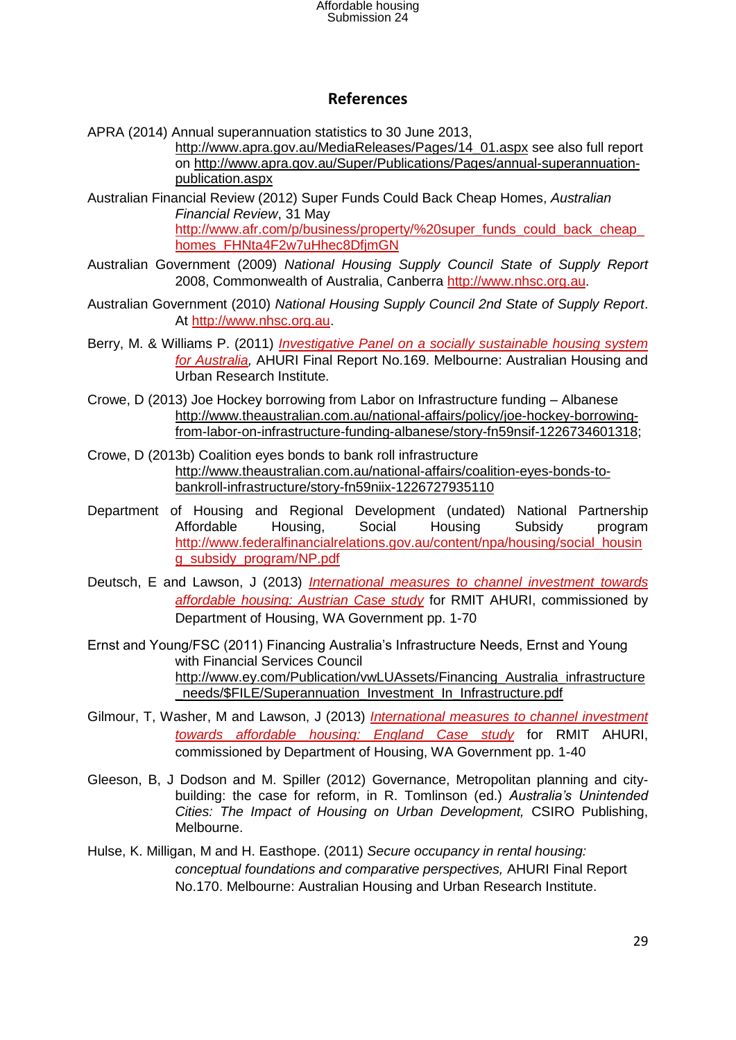## References

APRA (2014) Annual superannuation statistics to 30 June 2013, http://www.apra.gov.au/MediaReleases/Pages/14_01.aspx see also full report on http://www.apra.gov.au/Super/Publications/Pages/annual-superannuation-publication.aspx

Australian Financial Review (2012) Super Funds Could Back Cheap Homes, *Australian Financial Review*, 31 May http://www.afr.com/p/business/property/%20super_funds_could_back_cheap_homes_FHNta4F2w7uHhec8DfjmGN

Australian Government (2009) *National Housing Supply Council State of Supply Report* 2008, Commonwealth of Australia, Canberra http://www.nhsc.org.au.

Australian Government (2010) *National Housing Supply Council 2nd State of Supply Report*. At http://www.nhsc.org.au.

Berry, M. & Williams P. (2011) *Investigative Panel on a socially sustainable housing system for Australia,* AHURI Final Report No.169. Melbourne: Australian Housing and Urban Research Institute.

Crowe, D (2013) Joe Hockey borrowing from Labor on Infrastructure funding – Albanese http://www.theaustralian.com.au/national-affairs/policy/joe-hockey-borrowing-from-labor-on-infrastructure-funding-albanese/story-fn59nsif-1226734601318;

Crowe, D (2013b) Coalition eyes bonds to bank roll infrastructure http://www.theaustralian.com.au/national-affairs/coalition-eyes-bonds-to-bankroll-infrastructure/story-fn59niix-1226727935110

Department of Housing and Regional Development (undated) National Partnership Affordable Housing, Social Housing Subsidy program http://www.federalfinancialrelations.gov.au/content/npa/housing/social_housing_subsidy_program/NP.pdf

Deutsch, E and Lawson, J (2013) *International measures to channel investment towards affordable housing: Austrian Case study* for RMIT AHURI, commissioned by Department of Housing, WA Government pp. 1-70

Ernst and Young/FSC (2011) Financing Australia's Infrastructure Needs, Ernst and Young with Financial Services Council http://www.ey.com/Publication/vwLUAssets/Financing_Australia_infrastructure_needs/$FILE/Superannuation_Investment_In_Infrastructure.pdf

Gilmour, T, Washer, M and Lawson, J (2013) *International measures to channel investment towards affordable housing: England Case study* for RMIT AHURI, commissioned by Department of Housing, WA Government pp. 1-40

Gleeson, B, J Dodson and M. Spiller (2012) Governance, Metropolitan planning and city-building: the case for reform, in R. Tomlinson (ed.) *Australia's Unintended Cities: The Impact of Housing on Urban Development,* CSIRO Publishing, Melbourne.

Hulse, K. Milligan, M and H. Easthope. (2011) *Secure occupancy in rental housing: conceptual foundations and comparative perspectives,* AHURI Final Report No.170. Melbourne: Australian Housing and Urban Research Institute.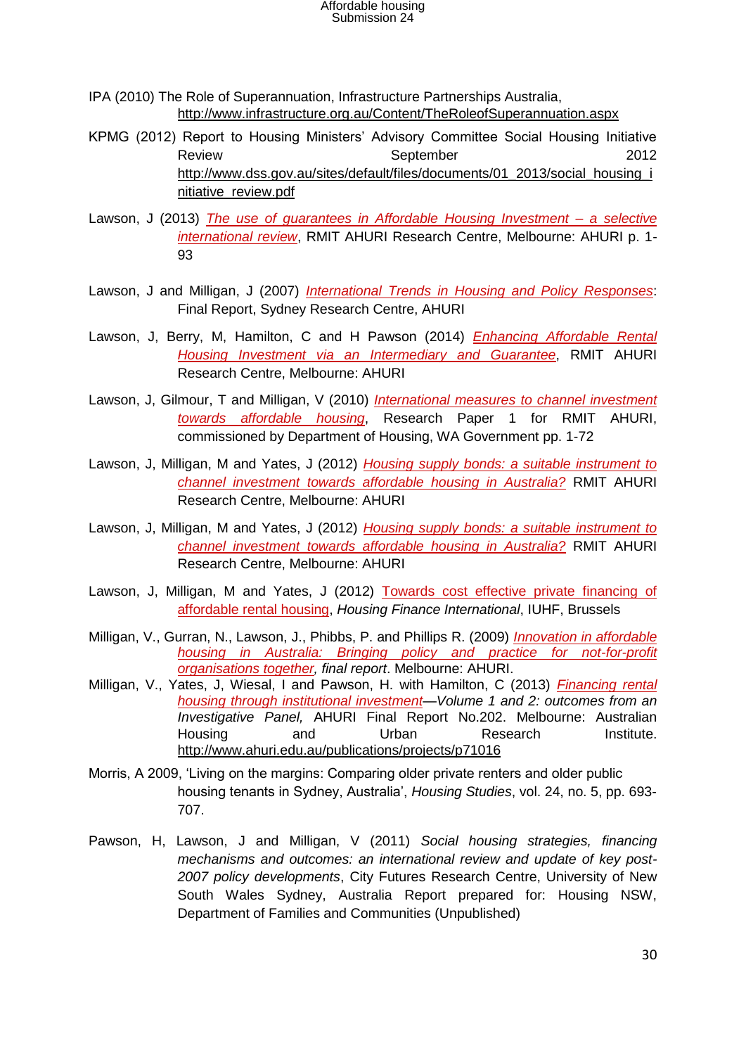IPA (2010) The Role of Superannuation, Infrastructure Partnerships Australia, http://www.infrastructure.org.au/Content/TheRoleofSuperannuation.aspx

KPMG (2012) Report to Housing Ministers' Advisory Committee Social Housing Initiative Review September 2012 http://www.dss.gov.au/sites/default/files/documents/01_2013/social_housing_initiative_review.pdf

Lawson, J (2013) *The use of guarantees in Affordable Housing Investment – a selective international review*, RMIT AHURI Research Centre, Melbourne: AHURI p. 1-93

Lawson, J and Milligan, J (2007) *International Trends in Housing and Policy Responses*: Final Report, Sydney Research Centre, AHURI

Lawson, J, Berry, M, Hamilton, C and H Pawson (2014) *Enhancing Affordable Rental Housing Investment via an Intermediary and Guarantee*, RMIT AHURI Research Centre, Melbourne: AHURI

Lawson, J, Gilmour, T and Milligan, V (2010) *International measures to channel investment towards affordable housing*, Research Paper 1 for RMIT AHURI, commissioned by Department of Housing, WA Government pp. 1-72

Lawson, J, Milligan, M and Yates, J (2012) *Housing supply bonds: a suitable instrument to channel investment towards affordable housing in Australia?* RMIT AHURI Research Centre, Melbourne: AHURI

Lawson, J, Milligan, M and Yates, J (2012) *Housing supply bonds: a suitable instrument to channel investment towards affordable housing in Australia?* RMIT AHURI Research Centre, Melbourne: AHURI

Lawson, J, Milligan, M and Yates, J (2012) Towards cost effective private financing of affordable rental housing, *Housing Finance International*, IUHF, Brussels

Milligan, V., Gurran, N., Lawson, J., Phibbs, P. and Phillips R. (2009) *Innovation in affordable housing in Australia: Bringing policy and practice for not-for-profit organisations together, final report*. Melbourne: AHURI.

Milligan, V., Yates, J, Wiesal, I and Pawson, H. with Hamilton, C (2013) *Financing rental housing through institutional investment—Volume 1 and 2: outcomes from an Investigative Panel,* AHURI Final Report No.202. Melbourne: Australian Housing and Urban Research Institute. http://www.ahuri.edu.au/publications/projects/p71016

Morris, A 2009, 'Living on the margins: Comparing older private renters and older public housing tenants in Sydney, Australia', *Housing Studies*, vol. 24, no. 5, pp. 693-707.

Pawson, H, Lawson, J and Milligan, V (2011) *Social housing strategies, financing mechanisms and outcomes: an international review and update of key post-2007 policy developments*, City Futures Research Centre, University of New South Wales Sydney, Australia Report prepared for: Housing NSW, Department of Families and Communities (Unpublished)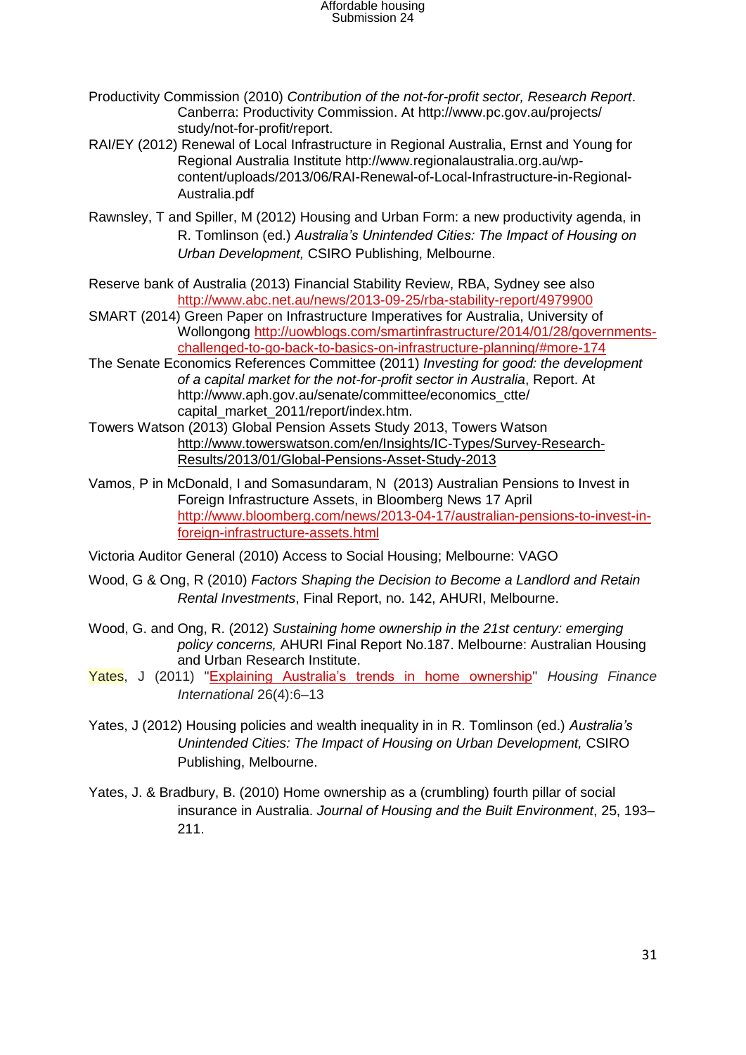Productivity Commission (2010) *Contribution of the not-for-profit sector, Research Report*. Canberra: Productivity Commission. At http://www.pc.gov.au/projects/ study/not-for-profit/report.

RAI/EY (2012) Renewal of Local Infrastructure in Regional Australia, Ernst and Young for Regional Australia Institute http://www.regionalaustralia.org.au/wp-content/uploads/2013/06/RAI-Renewal-of-Local-Infrastructure-in-Regional-Australia.pdf

Rawnsley, T and Spiller, M (2012) Housing and Urban Form: a new productivity agenda, in R. Tomlinson (ed.) *Australia's Unintended Cities: The Impact of Housing on Urban Development,* CSIRO Publishing, Melbourne.

Reserve bank of Australia (2013) Financial Stability Review, RBA, Sydney see also http://www.abc.net.au/news/2013-09-25/rba-stability-report/4979900

SMART (2014) Green Paper on Infrastructure Imperatives for Australia, University of Wollongong http://uowblogs.com/smartinfrastructure/2014/01/28/governments-challenged-to-go-back-to-basics-on-infrastructure-planning/#more-174

The Senate Economics References Committee (2011) *Investing for good: the development of a capital market for the not-for-profit sector in Australia*, Report. At http://www.aph.gov.au/senate/committee/economics_ctte/ capital_market_2011/report/index.htm.

Towers Watson (2013) Global Pension Assets Study 2013, Towers Watson http://www.towerswatson.com/en/Insights/IC-Types/Survey-Research-Results/2013/01/Global-Pensions-Asset-Study-2013

Vamos, P in McDonald, I and Somasundaram, N (2013) Australian Pensions to Invest in Foreign Infrastructure Assets, in Bloomberg News 17 April http://www.bloomberg.com/news/2013-04-17/australian-pensions-to-invest-in-foreign-infrastructure-assets.html

Victoria Auditor General (2010) Access to Social Housing; Melbourne: VAGO

Wood, G & Ong, R (2010) *Factors Shaping the Decision to Become a Landlord and Retain Rental Investments*, Final Report, no. 142, AHURI, Melbourne.

Wood, G. and Ong, R. (2012) *Sustaining home ownership in the 21st century: emerging policy concerns,* AHURI Final Report No.187. Melbourne: Australian Housing and Urban Research Institute.

Yates, J (2011) "Explaining Australia's trends in home ownership" *Housing Finance International* 26(4):6–13

Yates, J (2012) Housing policies and wealth inequality in in R. Tomlinson (ed.) *Australia's Unintended Cities: The Impact of Housing on Urban Development,* CSIRO Publishing, Melbourne.

Yates, J. & Bradbury, B. (2010) Home ownership as a (crumbling) fourth pillar of social insurance in Australia. *Journal of Housing and the Built Environment*, 25, 193–211.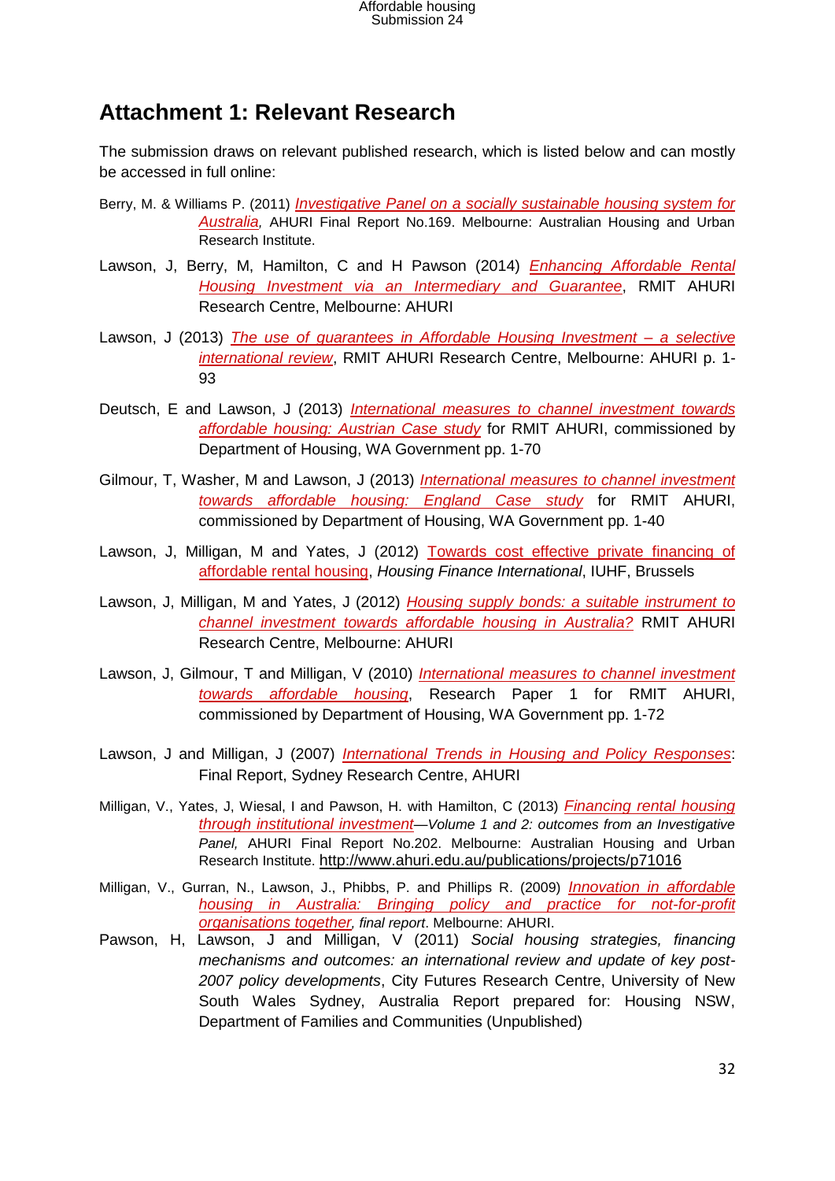## Attachment 1: Relevant Research

The submission draws on relevant published research, which is listed below and can mostly be accessed in full online:

Berry, M. & Williams P. (2011) *Investigative Panel on a socially sustainable housing system for Australia*, AHURI Final Report No.169. Melbourne: Australian Housing and Urban Research Institute.

Lawson, J, Berry, M, Hamilton, C and H Pawson (2014) *Enhancing Affordable Rental Housing Investment via an Intermediary and Guarantee*, RMIT AHURI Research Centre, Melbourne: AHURI

Lawson, J (2013) *The use of guarantees in Affordable Housing Investment – a selective international review*, RMIT AHURI Research Centre, Melbourne: AHURI p. 1-93

Deutsch, E and Lawson, J (2013) *International measures to channel investment towards affordable housing: Austrian Case study* for RMIT AHURI, commissioned by Department of Housing, WA Government pp. 1-70

Gilmour, T, Washer, M and Lawson, J (2013) *International measures to channel investment towards affordable housing: England Case study* for RMIT AHURI, commissioned by Department of Housing, WA Government pp. 1-40

Lawson, J, Milligan, M and Yates, J (2012) Towards cost effective private financing of affordable rental housing, *Housing Finance International*, IUHF, Brussels

Lawson, J, Milligan, M and Yates, J (2012) *Housing supply bonds: a suitable instrument to channel investment towards affordable housing in Australia?* RMIT AHURI Research Centre, Melbourne: AHURI

Lawson, J, Gilmour, T and Milligan, V (2010) *International measures to channel investment towards affordable housing*, Research Paper 1 for RMIT AHURI, commissioned by Department of Housing, WA Government pp. 1-72

Lawson, J and Milligan, J (2007) *International Trends in Housing and Policy Responses*: Final Report, Sydney Research Centre, AHURI

Milligan, V., Yates, J, Wiesal, I and Pawson, H. with Hamilton, C (2013) *Financing rental housing through institutional investment—Volume 1 and 2: outcomes from an Investigative Panel,* AHURI Final Report No.202. Melbourne: Australian Housing and Urban Research Institute. http://www.ahuri.edu.au/publications/projects/p71016

Milligan, V., Gurran, N., Lawson, J., Phibbs, P. and Phillips R. (2009) *Innovation in affordable housing in Australia: Bringing policy and practice for not-for-profit organisations together, final report*. Melbourne: AHURI.

Pawson, H, Lawson, J and Milligan, V (2011) *Social housing strategies, financing mechanisms and outcomes: an international review and update of key post-2007 policy developments*, City Futures Research Centre, University of New South Wales Sydney, Australia Report prepared for: Housing NSW, Department of Families and Communities (Unpublished)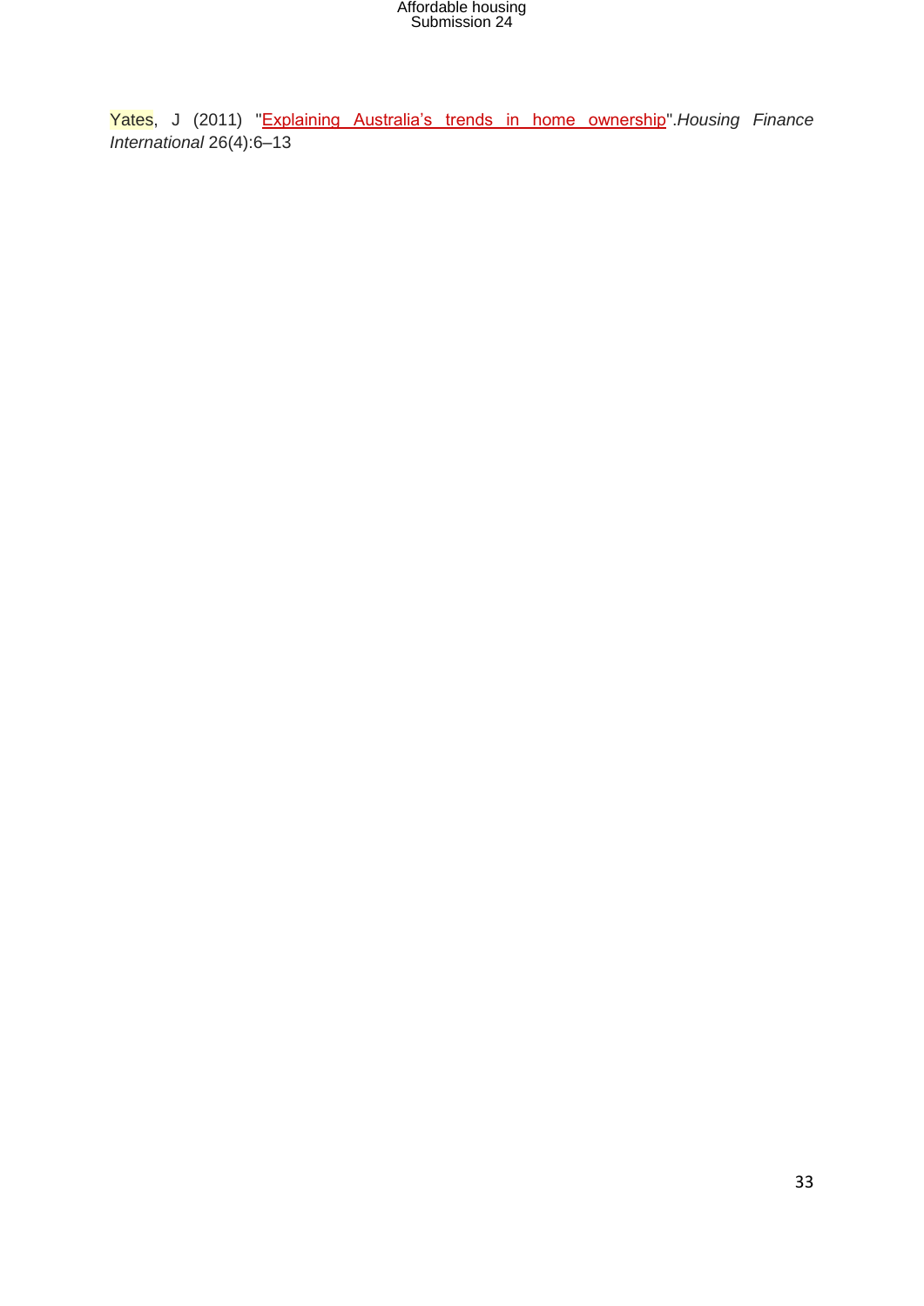Yates, J (2011) "Explaining Australia's trends in home ownership". *Housing Finance International* 26(4):6–13